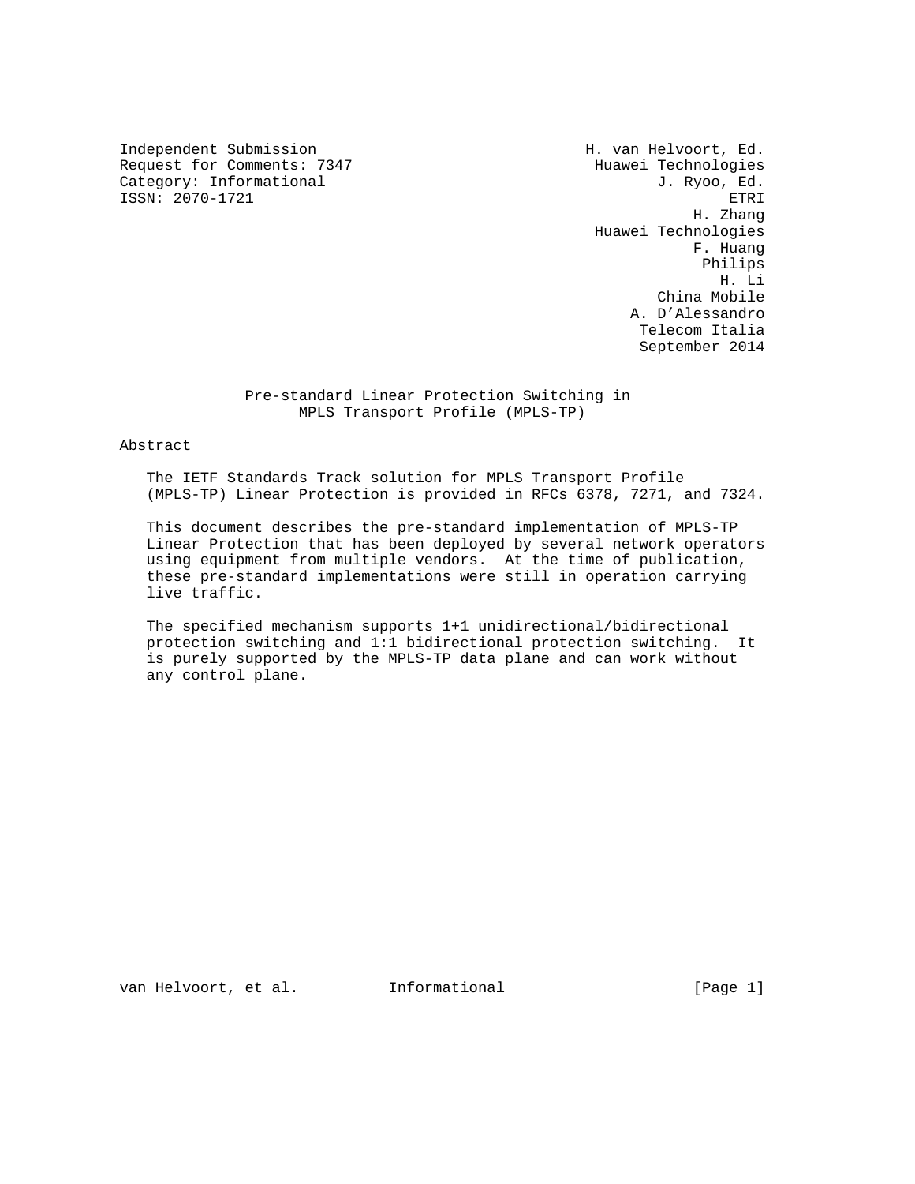Independent Submission H. van Helvoort, Ed.
Request for Comments: 7347 Huawei Technologies
Category: Informational J. Ryoo, Ed.
ISSN: 2070-1721 ETRI
H. Zhang
Huawei Technologies
F. Huang
Philips
H. Li
China Mobile
A. D'Alessandro
Telecom Italia
September 2014

# Pre-standard Linear Protection Switching in MPLS Transport Profile (MPLS-TP)

## Abstract

The IETF Standards Track solution for MPLS Transport Profile (MPLS-TP) Linear Protection is provided in RFCs 6378, 7271, and 7324.

This document describes the pre-standard implementation of MPLS-TP Linear Protection that has been deployed by several network operators using equipment from multiple vendors. At the time of publication, these pre-standard implementations were still in operation carrying live traffic.

The specified mechanism supports 1+1 unidirectional/bidirectional protection switching and 1:1 bidirectional protection switching. It is purely supported by the MPLS-TP data plane and can work without any control plane.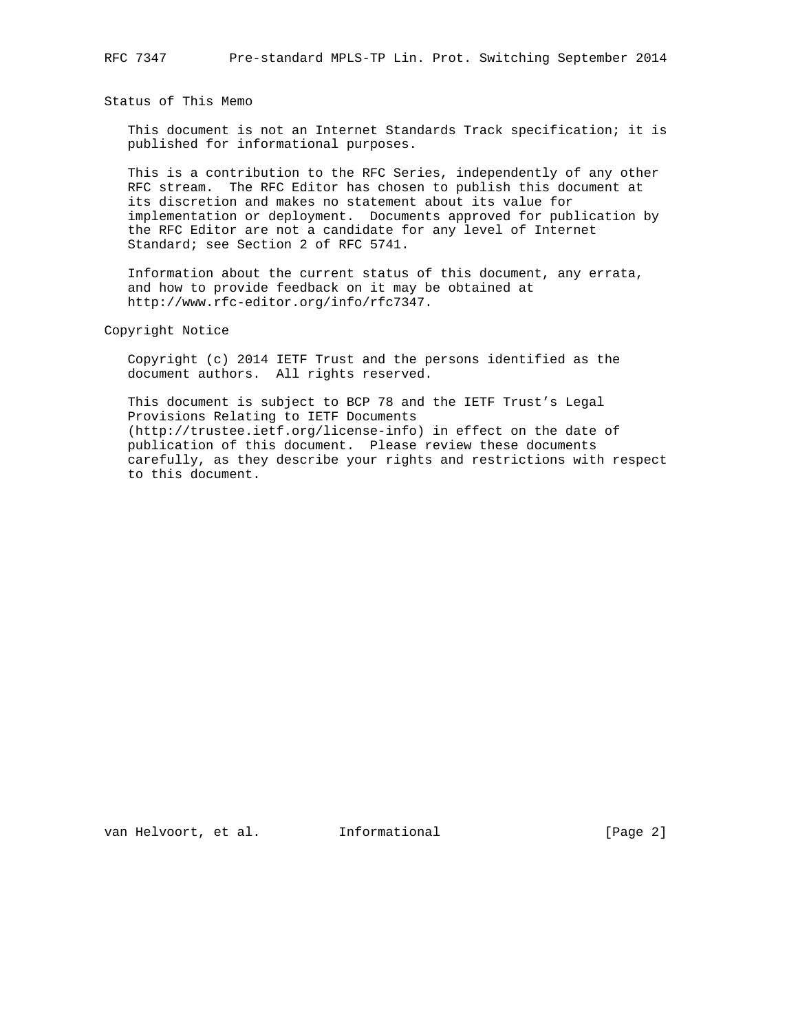## Status of This Memo

This document is not an Internet Standards Track specification; it is published for informational purposes.

This is a contribution to the RFC Series, independently of any other RFC stream. The RFC Editor has chosen to publish this document at its discretion and makes no statement about its value for implementation or deployment. Documents approved for publication by the RFC Editor are not a candidate for any level of Internet Standard; see Section 2 of RFC 5741.

Information about the current status of this document, any errata, and how to provide feedback on it may be obtained at http://www.rfc-editor.org/info/rfc7347.

## Copyright Notice

Copyright (c) 2014 IETF Trust and the persons identified as the document authors. All rights reserved.

This document is subject to BCP 78 and the IETF Trust's Legal Provisions Relating to IETF Documents (http://trustee.ietf.org/license-info) in effect on the date of publication of this document. Please review these documents carefully, as they describe your rights and restrictions with respect to this document.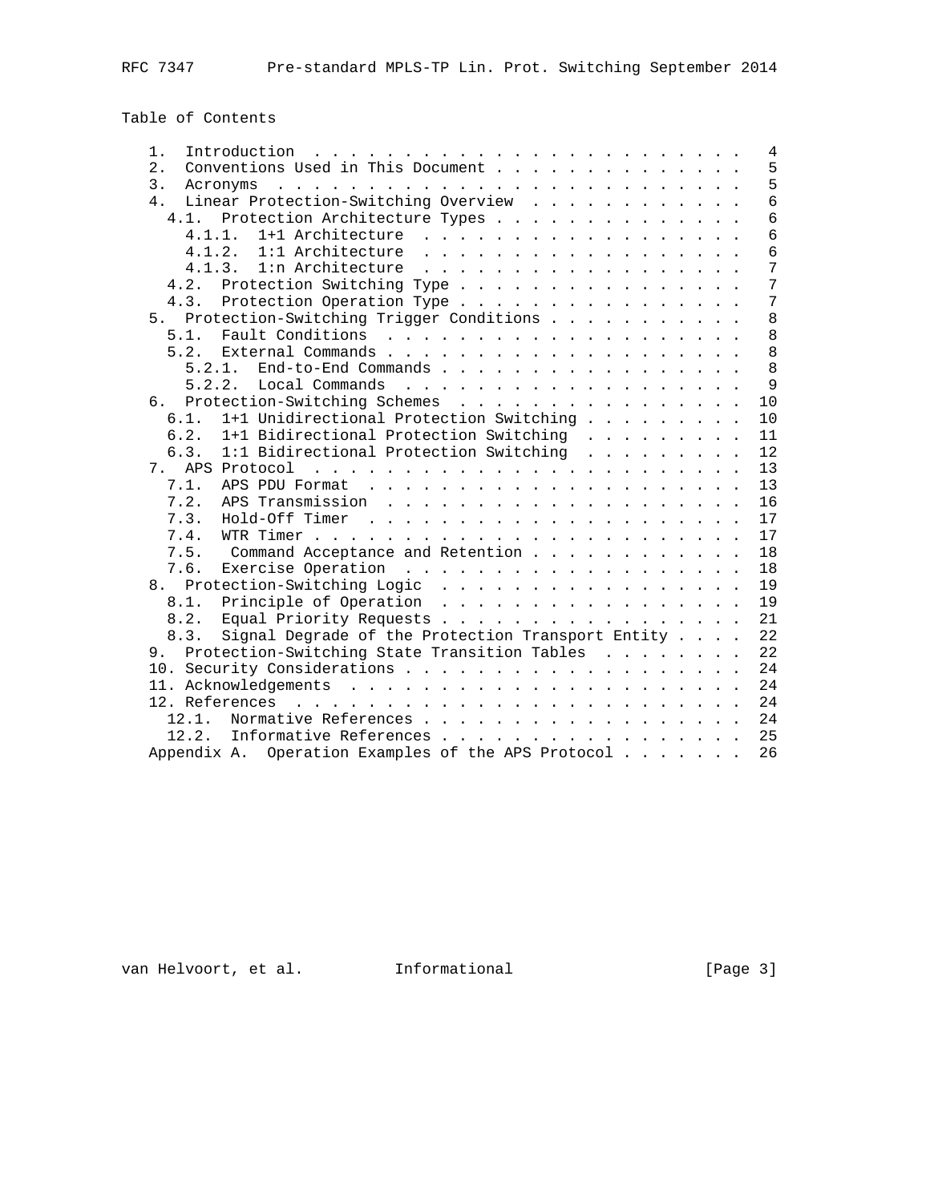# Table of Contents

```
   1.  Introduction . . . . . . . . . . . . . . . . . . . . . . . .   4
   2.  Conventions Used in This Document . . . . . . . . . . . . . .   5
   3.  Acronyms  . . . . . . . . . . . . . . . . . . . . . . . . . .   5
   4.  Linear Protection-Switching Overview  . . . . . . . . . . . .   6
     4.1.  Protection Architecture Types . . . . . . . . . . . . . .   6
       4.1.1.  1+1 Architecture  . . . . . . . . . . . . . . . . . .   6
       4.1.2.  1:1 Architecture  . . . . . . . . . . . . . . . . . .   6
       4.1.3.  1:n Architecture  . . . . . . . . . . . . . . . . . .   7
     4.2.  Protection Switching Type . . . . . . . . . . . . . . . .   7
     4.3.  Protection Operation Type . . . . . . . . . . . . . . . .   7
   5.  Protection-Switching Trigger Conditions . . . . . . . . . . .   8
     5.1.  Fault Conditions  . . . . . . . . . . . . . . . . . . . .   8
     5.2.  External Commands . . . . . . . . . . . . . . . . . . . .   8
       5.2.1.  End-to-End Commands . . . . . . . . . . . . . . . . .   8
       5.2.2.  Local Commands  . . . . . . . . . . . . . . . . . . .   9
   6.  Protection-Switching Schemes  . . . . . . . . . . . . . . . .  10
     6.1.  1+1 Unidirectional Protection Switching . . . . . . . . .  10
     6.2.  1+1 Bidirectional Protection Switching  . . . . . . . . .  11
     6.3.  1:1 Bidirectional Protection Switching  . . . . . . . . .  12
   7.  APS Protocol  . . . . . . . . . . . . . . . . . . . . . . . .  13
     7.1.  APS PDU Format  . . . . . . . . . . . . . . . . . . . . .  13
     7.2.  APS Transmission  . . . . . . . . . . . . . . . . . . . .  16
     7.3.  Hold-Off Timer  . . . . . . . . . . . . . . . . . . . . .  17
     7.4.  WTR Timer . . . . . . . . . . . . . . . . . . . . . . . .  17
     7.5.   Command Acceptance and Retention . . . . . . . . . . . .  18
     7.6.  Exercise Operation  . . . . . . . . . . . . . . . . . . .  18
   8.  Protection-Switching Logic  . . . . . . . . . . . . . . . . .  19
     8.1.  Principle of Operation  . . . . . . . . . . . . . . . . .  19
     8.2.  Equal Priority Requests . . . . . . . . . . . . . . . . .  21
     8.3.  Signal Degrade of the Protection Transport Entity . . . .  22
   9.  Protection-Switching State Transition Tables  . . . . . . . .  22
   10. Security Considerations . . . . . . . . . . . . . . . . . . .  24
   11. Acknowledgements  . . . . . . . . . . . . . . . . . . . . . .  24
   12. References  . . . . . . . . . . . . . . . . . . . . . . . . .  24
     12.1.  Normative References . . . . . . . . . . . . . . . . . .  24
     12.2.  Informative References . . . . . . . . . . . . . . . . .  25
   Appendix A.  Operation Examples of the APS Protocol . . . . . . .  26
```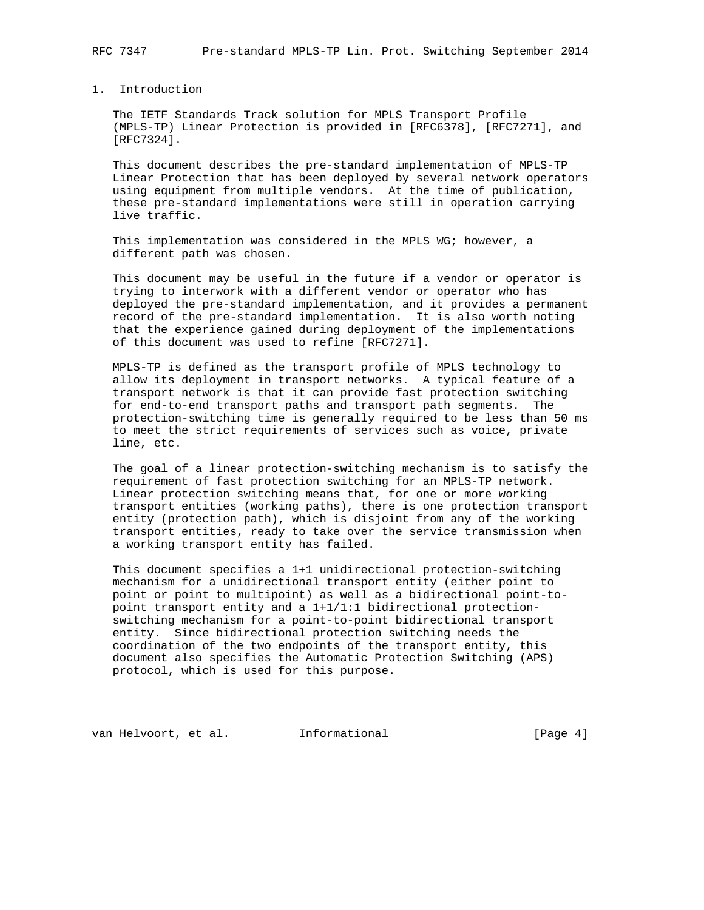# 1. Introduction

The IETF Standards Track solution for MPLS Transport Profile (MPLS-TP) Linear Protection is provided in [RFC6378], [RFC7271], and [RFC7324].

This document describes the pre-standard implementation of MPLS-TP Linear Protection that has been deployed by several network operators using equipment from multiple vendors. At the time of publication, these pre-standard implementations were still in operation carrying live traffic.

This implementation was considered in the MPLS WG; however, a different path was chosen.

This document may be useful in the future if a vendor or operator is trying to interwork with a different vendor or operator who has deployed the pre-standard implementation, and it provides a permanent record of the pre-standard implementation. It is also worth noting that the experience gained during deployment of the implementations of this document was used to refine [RFC7271].

MPLS-TP is defined as the transport profile of MPLS technology to allow its deployment in transport networks. A typical feature of a transport network is that it can provide fast protection switching for end-to-end transport paths and transport path segments. The protection-switching time is generally required to be less than 50 ms to meet the strict requirements of services such as voice, private line, etc.

The goal of a linear protection-switching mechanism is to satisfy the requirement of fast protection switching for an MPLS-TP network. Linear protection switching means that, for one or more working transport entities (working paths), there is one protection transport entity (protection path), which is disjoint from any of the working transport entities, ready to take over the service transmission when a working transport entity has failed.

This document specifies a 1+1 unidirectional protection-switching mechanism for a unidirectional transport entity (either point to point or point to multipoint) as well as a bidirectional point-to-point transport entity and a 1+1/1:1 bidirectional protection-switching mechanism for a point-to-point bidirectional transport entity. Since bidirectional protection switching needs the coordination of the two endpoints of the transport entity, this document also specifies the Automatic Protection Switching (APS) protocol, which is used for this purpose.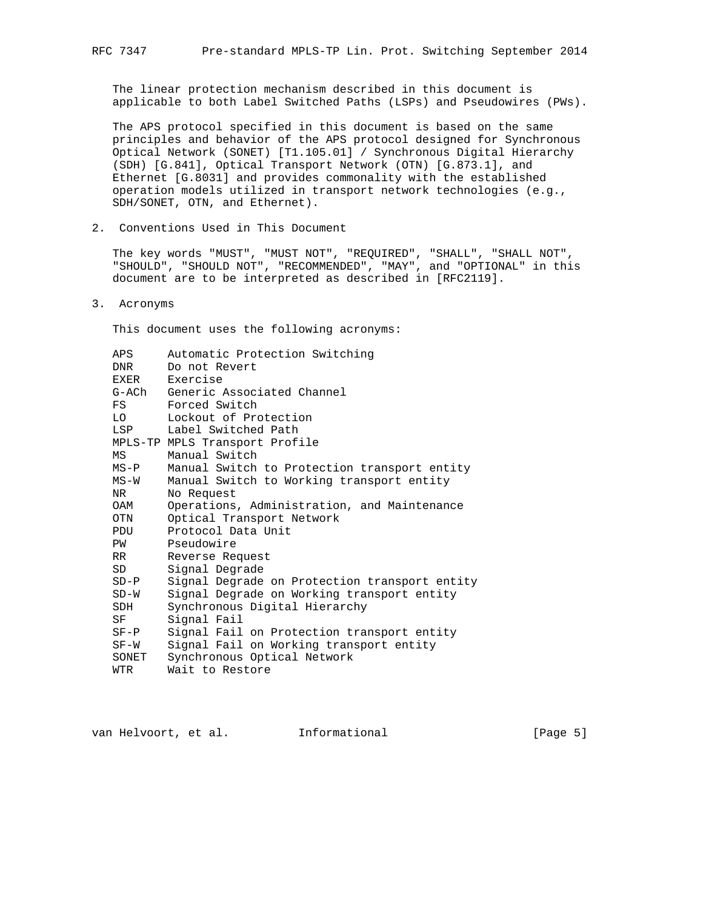The linear protection mechanism described in this document is applicable to both Label Switched Paths (LSPs) and Pseudowires (PWs).

The APS protocol specified in this document is based on the same principles and behavior of the APS protocol designed for Synchronous Optical Network (SONET) [T1.105.01] / Synchronous Digital Hierarchy (SDH) [G.841], Optical Transport Network (OTN) [G.873.1], and Ethernet [G.8031] and provides commonality with the established operation models utilized in transport network technologies (e.g., SDH/SONET, OTN, and Ethernet).

## 2. Conventions Used in This Document

The key words "MUST", "MUST NOT", "REQUIRED", "SHALL", "SHALL NOT", "SHOULD", "SHOULD NOT", "RECOMMENDED", "MAY", and "OPTIONAL" in this document are to be interpreted as described in [RFC2119].

## 3. Acronyms

This document uses the following acronyms:

```
APS     Automatic Protection Switching
DNR     Do not Revert
EXER    Exercise
G-ACh   Generic Associated Channel
FS      Forced Switch
LO      Lockout of Protection
LSP     Label Switched Path
MPLS-TP MPLS Transport Profile
MS      Manual Switch
MS-P    Manual Switch to Protection transport entity
MS-W    Manual Switch to Working transport entity
NR      No Request
OAM     Operations, Administration, and Maintenance
OTN     Optical Transport Network
PDU     Protocol Data Unit
PW      Pseudowire
RR      Reverse Request
SD      Signal Degrade
SD-P    Signal Degrade on Protection transport entity
SD-W    Signal Degrade on Working transport entity
SDH     Synchronous Digital Hierarchy
SF      Signal Fail
SF-P    Signal Fail on Protection transport entity
SF-W    Signal Fail on Working transport entity
SONET   Synchronous Optical Network
WTR     Wait to Restore
```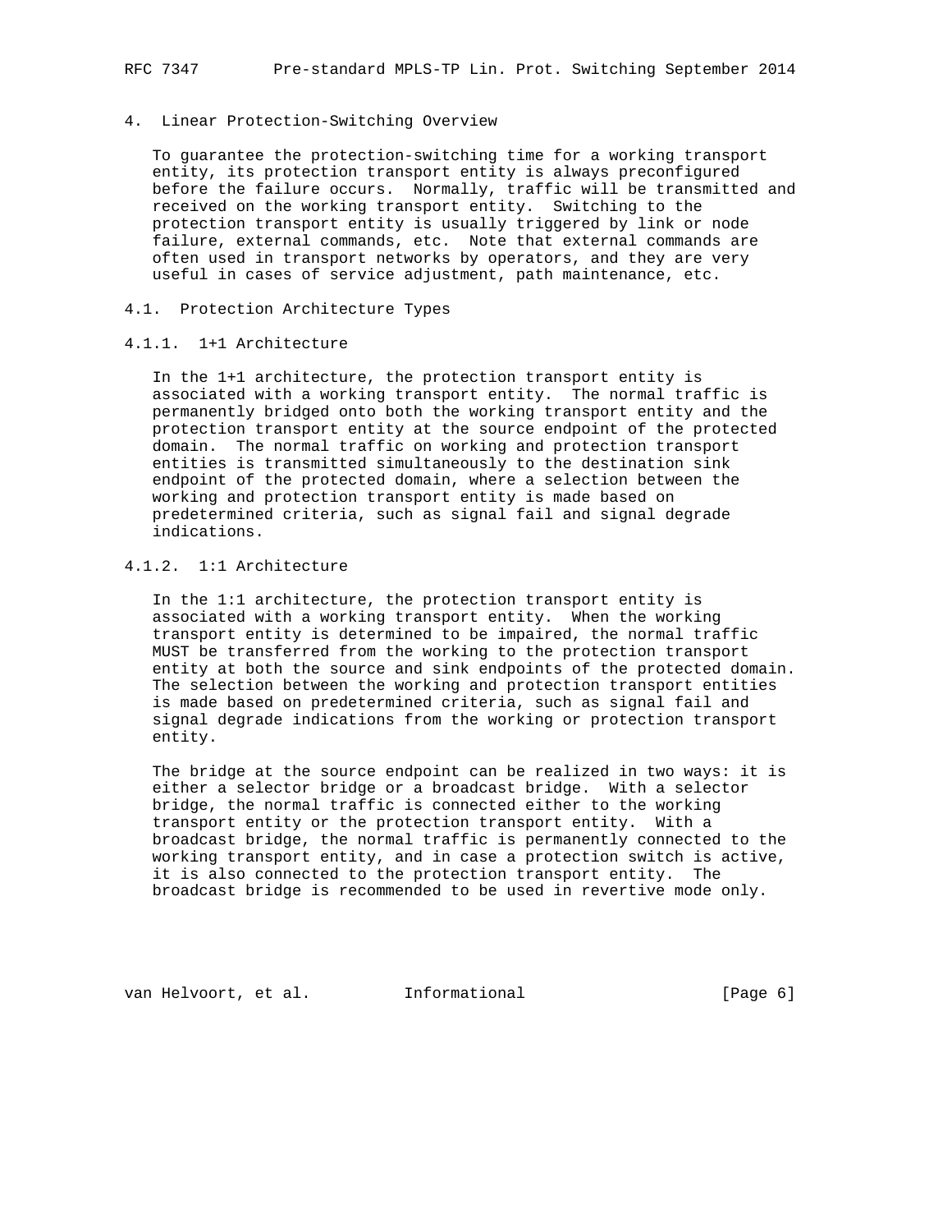## 4. Linear Protection-Switching Overview

To guarantee the protection-switching time for a working transport entity, its protection transport entity is always preconfigured before the failure occurs. Normally, traffic will be transmitted and received on the working transport entity. Switching to the protection transport entity is usually triggered by link or node failure, external commands, etc. Note that external commands are often used in transport networks by operators, and they are very useful in cases of service adjustment, path maintenance, etc.

### 4.1. Protection Architecture Types

#### 4.1.1. 1+1 Architecture

In the 1+1 architecture, the protection transport entity is associated with a working transport entity. The normal traffic is permanently bridged onto both the working transport entity and the protection transport entity at the source endpoint of the protected domain. The normal traffic on working and protection transport entities is transmitted simultaneously to the destination sink endpoint of the protected domain, where a selection between the working and protection transport entity is made based on predetermined criteria, such as signal fail and signal degrade indications.

#### 4.1.2. 1:1 Architecture

In the 1:1 architecture, the protection transport entity is associated with a working transport entity. When the working transport entity is determined to be impaired, the normal traffic MUST be transferred from the working to the protection transport entity at both the source and sink endpoints of the protected domain. The selection between the working and protection transport entities is made based on predetermined criteria, such as signal fail and signal degrade indications from the working or protection transport entity.

The bridge at the source endpoint can be realized in two ways: it is either a selector bridge or a broadcast bridge. With a selector bridge, the normal traffic is connected either to the working transport entity or the protection transport entity. With a broadcast bridge, the normal traffic is permanently connected to the working transport entity, and in case a protection switch is active, it is also connected to the protection transport entity. The broadcast bridge is recommended to be used in revertive mode only.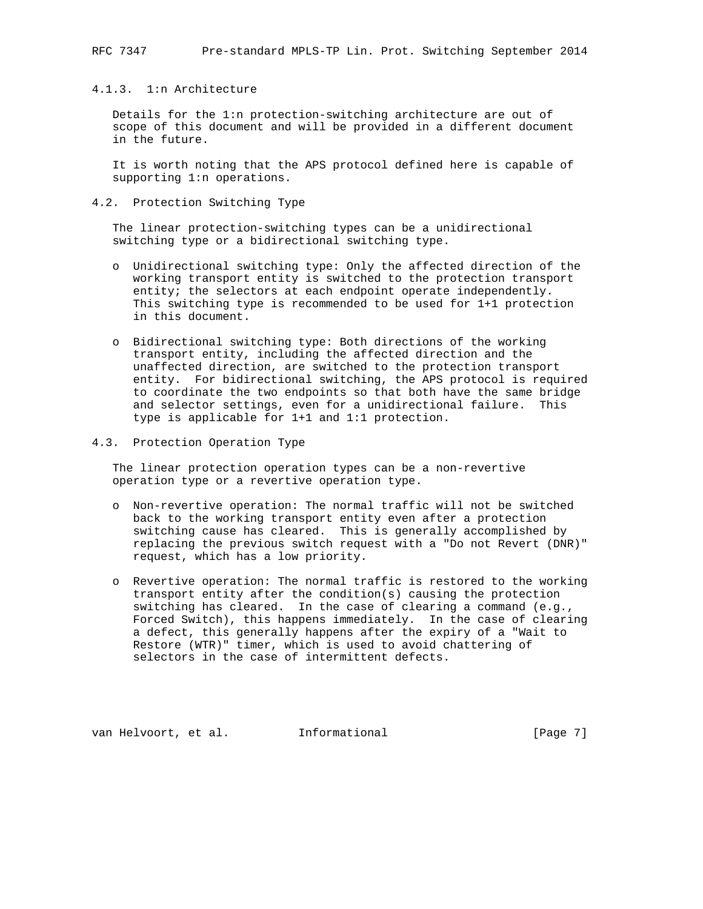#### 4.1.3. 1:n Architecture

Details for the 1:n protection-switching architecture are out of scope of this document and will be provided in a different document in the future.

It is worth noting that the APS protocol defined here is capable of supporting 1:n operations.

### 4.2. Protection Switching Type

The linear protection-switching types can be a unidirectional switching type or a bidirectional switching type.

- Unidirectional switching type: Only the affected direction of the working transport entity is switched to the protection transport entity; the selectors at each endpoint operate independently. This switching type is recommended to be used for 1+1 protection in this document.

- Bidirectional switching type: Both directions of the working transport entity, including the affected direction and the unaffected direction, are switched to the protection transport entity. For bidirectional switching, the APS protocol is required to coordinate the two endpoints so that both have the same bridge and selector settings, even for a unidirectional failure. This type is applicable for 1+1 and 1:1 protection.

### 4.3. Protection Operation Type

The linear protection operation types can be a non-revertive operation type or a revertive operation type.

- Non-revertive operation: The normal traffic will not be switched back to the working transport entity even after a protection switching cause has cleared. This is generally accomplished by replacing the previous switch request with a "Do not Revert (DNR)" request, which has a low priority.

- Revertive operation: The normal traffic is restored to the working transport entity after the condition(s) causing the protection switching has cleared. In the case of clearing a command (e.g., Forced Switch), this happens immediately. In the case of clearing a defect, this generally happens after the expiry of a "Wait to Restore (WTR)" timer, which is used to avoid chattering of selectors in the case of intermittent defects.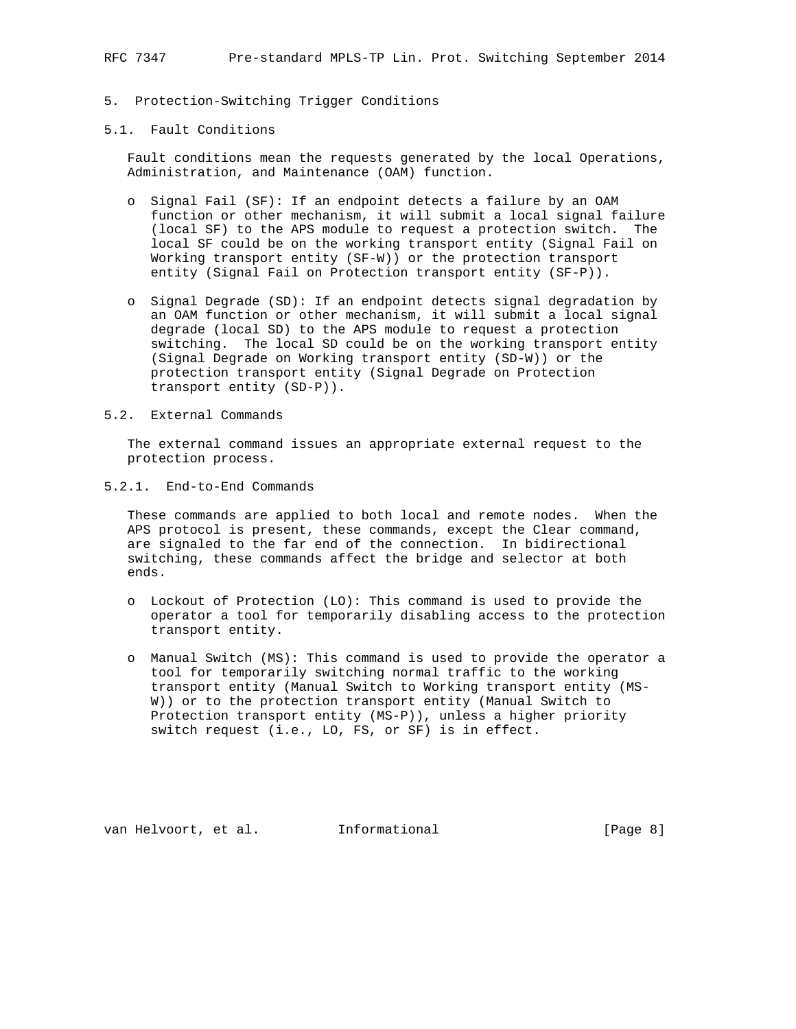## 5. Protection-Switching Trigger Conditions

### 5.1. Fault Conditions

Fault conditions mean the requests generated by the local Operations, Administration, and Maintenance (OAM) function.

- Signal Fail (SF): If an endpoint detects a failure by an OAM function or other mechanism, it will submit a local signal failure (local SF) to the APS module to request a protection switch. The local SF could be on the working transport entity (Signal Fail on Working transport entity (SF-W)) or the protection transport entity (Signal Fail on Protection transport entity (SF-P)).

- Signal Degrade (SD): If an endpoint detects signal degradation by an OAM function or other mechanism, it will submit a local signal degrade (local SD) to the APS module to request a protection switching. The local SD could be on the working transport entity (Signal Degrade on Working transport entity (SD-W)) or the protection transport entity (Signal Degrade on Protection transport entity (SD-P)).

### 5.2. External Commands

The external command issues an appropriate external request to the protection process.

#### 5.2.1. End-to-End Commands

These commands are applied to both local and remote nodes. When the APS protocol is present, these commands, except the Clear command, are signaled to the far end of the connection. In bidirectional switching, these commands affect the bridge and selector at both ends.

- Lockout of Protection (LO): This command is used to provide the operator a tool for temporarily disabling access to the protection transport entity.

- Manual Switch (MS): This command is used to provide the operator a tool for temporarily switching normal traffic to the working transport entity (Manual Switch to Working transport entity (MS-W)) or to the protection transport entity (Manual Switch to Protection transport entity (MS-P)), unless a higher priority switch request (i.e., LO, FS, or SF) is in effect.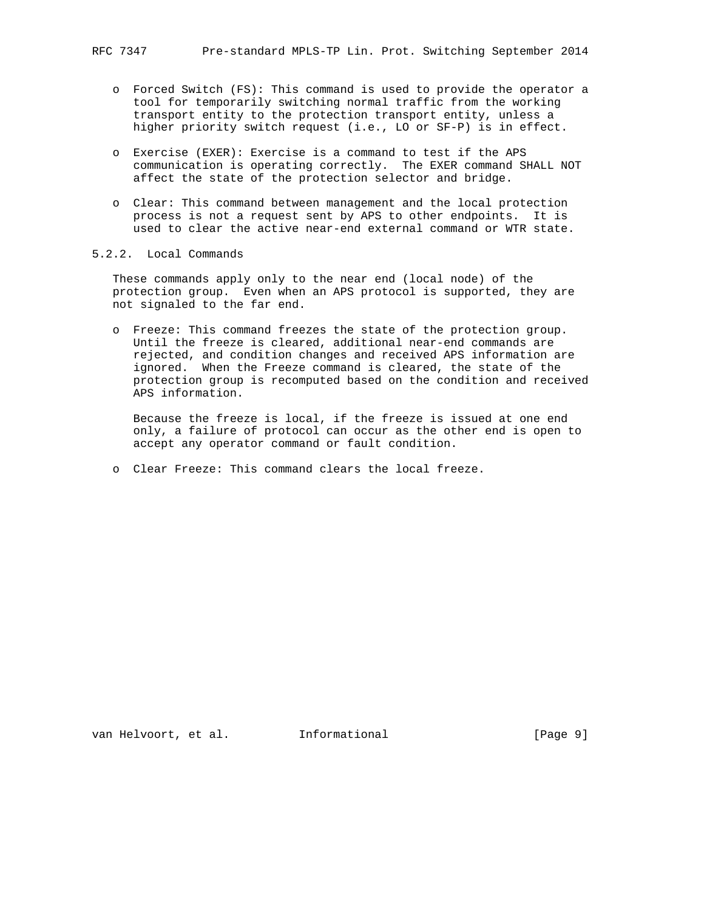- Forced Switch (FS): This command is used to provide the operator a tool for temporarily switching normal traffic from the working transport entity to the protection transport entity, unless a higher priority switch request (i.e., LO or SF-P) is in effect.

- Exercise (EXER): Exercise is a command to test if the APS communication is operating correctly. The EXER command SHALL NOT affect the state of the protection selector and bridge.

- Clear: This command between management and the local protection process is not a request sent by APS to other endpoints. It is used to clear the active near-end external command or WTR state.

#### 5.2.2. Local Commands

These commands apply only to the near end (local node) of the protection group. Even when an APS protocol is supported, they are not signaled to the far end.

- Freeze: This command freezes the state of the protection group. Until the freeze is cleared, additional near-end commands are rejected, and condition changes and received APS information are ignored. When the Freeze command is cleared, the state of the protection group is recomputed based on the condition and received APS information.

  Because the freeze is local, if the freeze is issued at one end only, a failure of protocol can occur as the other end is open to accept any operator command or fault condition.

- Clear Freeze: This command clears the local freeze.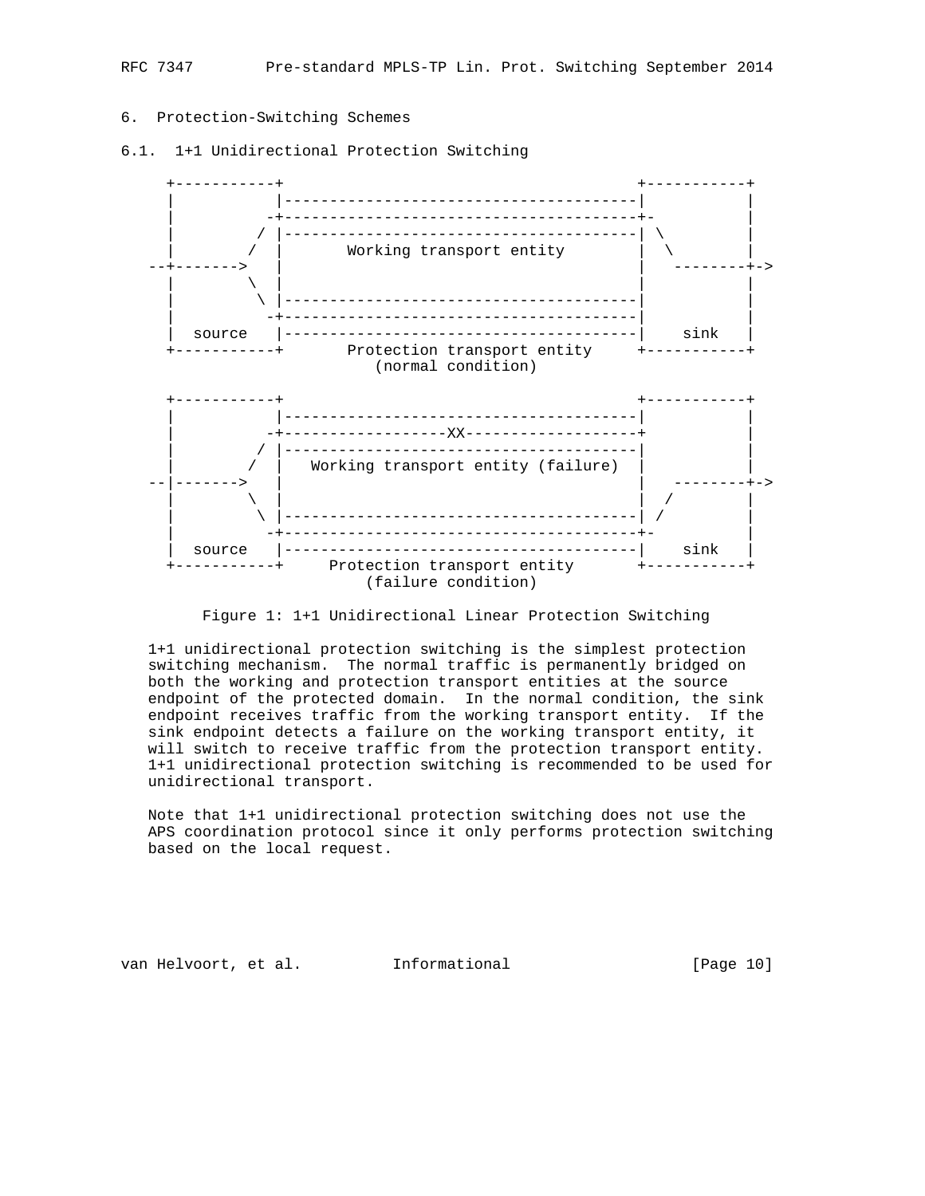## 6. Protection-Switching Schemes

### 6.1. 1+1 Unidirectional Protection Switching

```
    +-----------+                                       +-----------+
    |           |---------------------------------------|           |
    |          -+---------------------------------------+-          |
    |         / |---------------------------------------| \         |
    |        /  |       Working transport entity        |  \        |
  --+------->   |                                       |   --------+->
    |        \  |                                       |           |
    |         \ |---------------------------------------|           |
    |          -+---------------------------------------|           |
    |  source   |---------------------------------------|    sink   |
    +-----------+       Protection transport entity     +-----------+
                            (normal condition)

    +-----------+                                       +-----------+
    |           |---------------------------------------|           |
    |          -+-------------------XX------------------+           |
    |         / |---------------------------------------|           |
    |        /  |   Working transport entity (failure)  |           |
  --|------->   |                                       |   --------+->
    |        \  |                                       |  /        |
    |         \ |---------------------------------------| /         |
    |          -+---------------------------------------+-          |
    |  source   |---------------------------------------|    sink   |
    +-----------+     Protection transport entity       +-----------+
                           (failure condition)
```

Figure 1: 1+1 Unidirectional Linear Protection Switching

1+1 unidirectional protection switching is the simplest protection switching mechanism. The normal traffic is permanently bridged on both the working and protection transport entities at the source endpoint of the protected domain. In the normal condition, the sink endpoint receives traffic from the working transport entity. If the sink endpoint detects a failure on the working transport entity, it will switch to receive traffic from the protection transport entity. 1+1 unidirectional protection switching is recommended to be used for unidirectional transport.

Note that 1+1 unidirectional protection switching does not use the APS coordination protocol since it only performs protection switching based on the local request.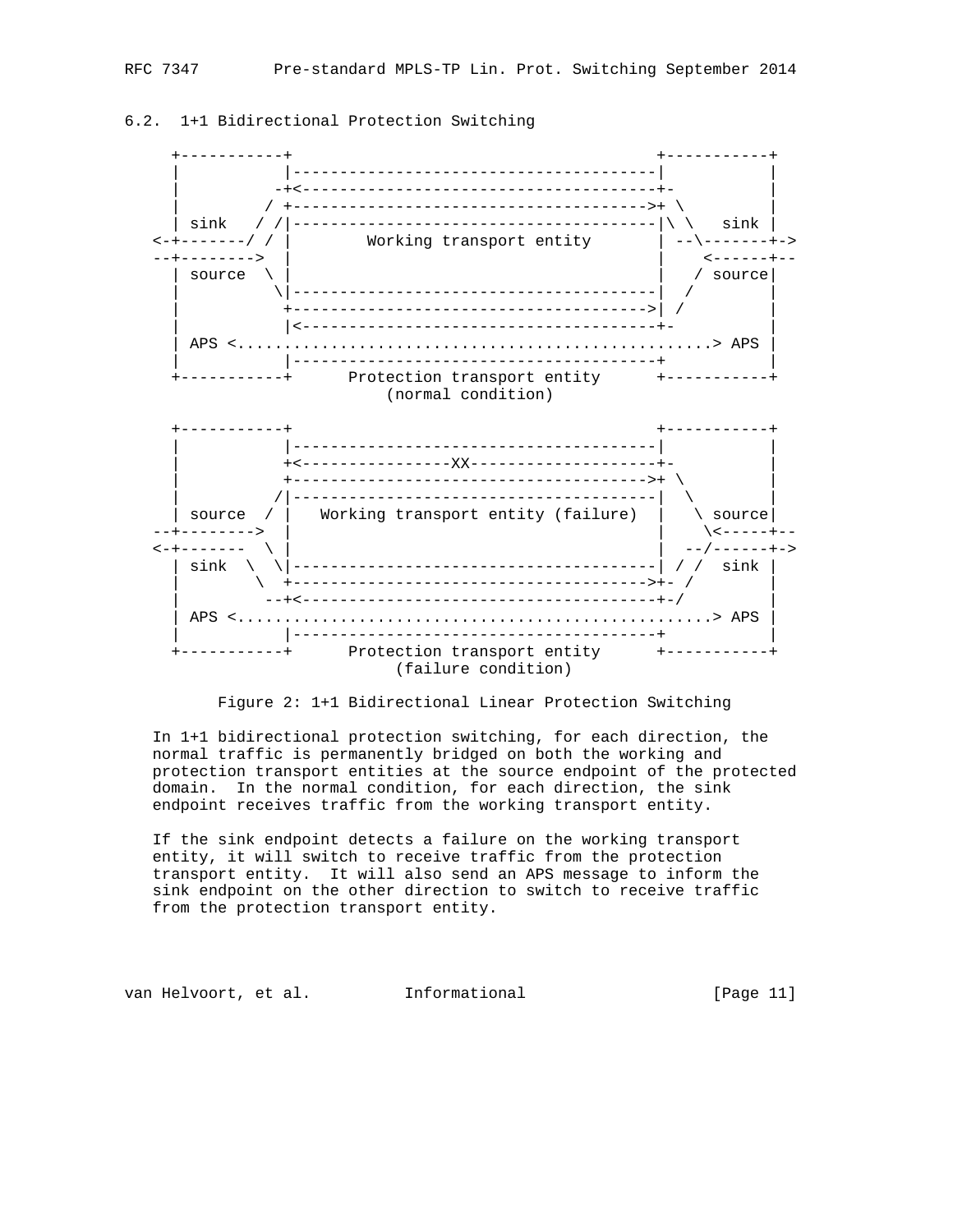## 6.2. 1+1 Bidirectional Protection Switching

```
     +-----------+                                       +-----------+
     |           |---------------------------------------|           |
     |          -+<--------------------------------------+-          |
     |         / +-------------------------------------->+ \         |
     | sink   / /|---------------------------------------|\ \   sink |
   <-+-------/ / |        Working transport entity       | --\-------+->
   --+-------->  |                                       |    <------+--
     | source  \ |                                       |   / source|
     |          \|---------------------------------------|  /        |
     |           +-------------------------------------->| /         |
     |           |<--------------------------------------+-          |
     | APS <.................................................> APS |
     |           |--------------------------------------+            |
     +-----------+      Protection transport entity      +-----------+
                              (normal condition)

     +-----------+                                       +-----------+
     |           |---------------------------------------|           |
     |           +<-----------------XX-------------------+-          |
     |           +-------------------------------------->+ \         |
     |          /|---------------------------------------|  \        |
     | source  / |   Working transport entity (failure)  |   \ source|
   --+-------->  |                                       |    \<-----+--
   <-+-------  \ |                                       |  --/------+->
     | sink  \  \|---------------------------------------| / /  sink |
     |        \  +-------------------------------------->+- /        |
     |         --+<--------------------------------------+-/         |
     | APS <.................................................> APS |
     |           |--------------------------------------+            |
     +-----------+      Protection transport entity      +-----------+
                              (failure condition)
```

Figure 2: 1+1 Bidirectional Linear Protection Switching

In 1+1 bidirectional protection switching, for each direction, the normal traffic is permanently bridged on both the working and protection transport entities at the source endpoint of the protected domain. In the normal condition, for each direction, the sink endpoint receives traffic from the working transport entity.

If the sink endpoint detects a failure on the working transport entity, it will switch to receive traffic from the protection transport entity. It will also send an APS message to inform the sink endpoint on the other direction to switch to receive traffic from the protection transport entity.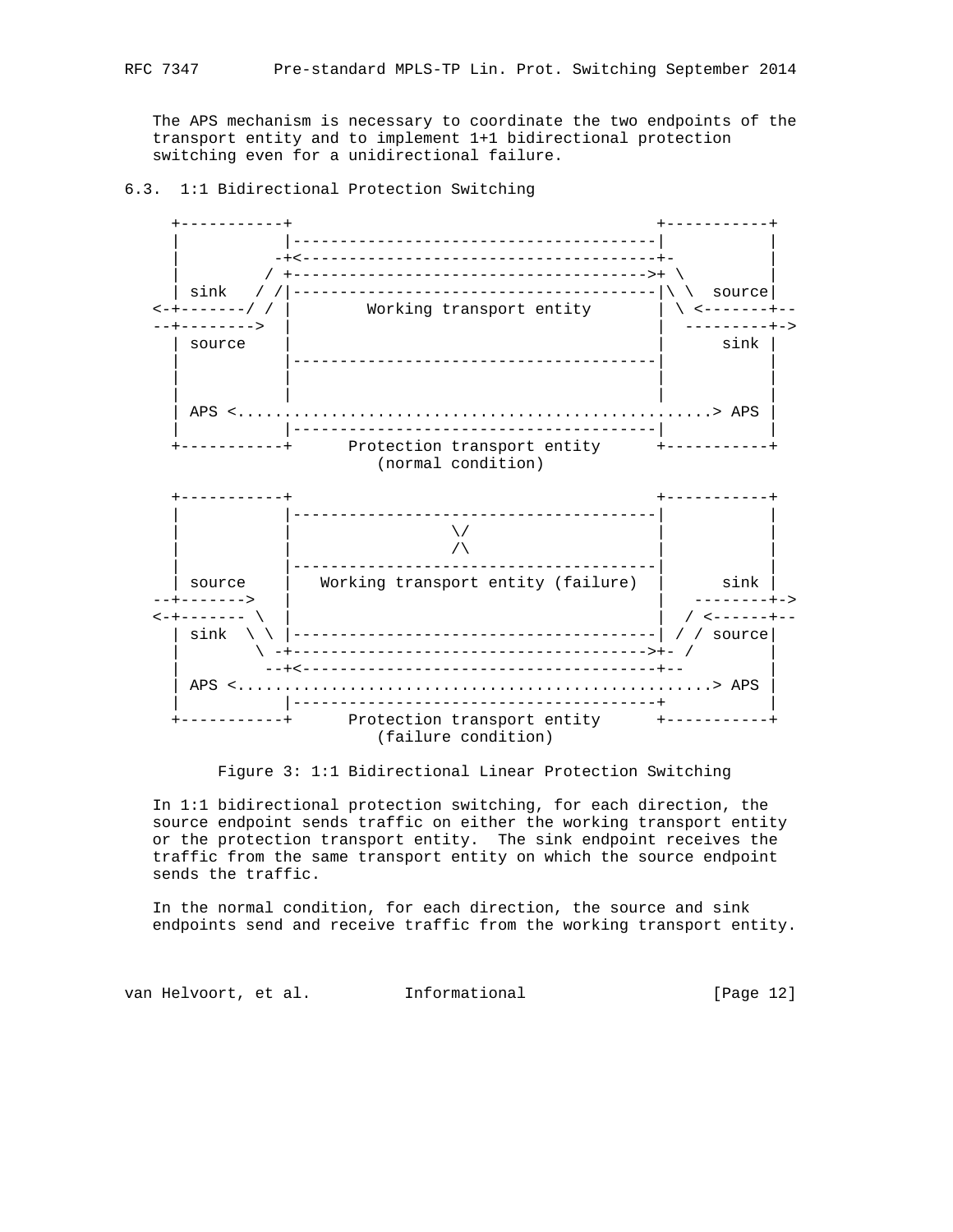The APS mechanism is necessary to coordinate the two endpoints of the transport entity and to implement 1+1 bidirectional protection switching even for a unidirectional failure.

## 6.3. 1:1 Bidirectional Protection Switching

```
    +-----------+                                       +-----------+
    |           |---------------------------------------|           |
    |          -+<-------------------------------------+-           |
    |         / +------------------------------------->+ \          |
    | sink   / /|---------------------------------------|\ \  source|
 <-+-------/ / |        Working transport entity       | \ <-------+--
 --+-------->  |                                       |  --------+->
    | source    |                                       |      sink |
    |           |---------------------------------------|           |
    |           |                                       |           |
    |           |                                       |           |
    | APS <.................................................> APS |
    |           |---------------------------------------|           |
    +-----------+      Protection transport entity      +-----------+
                            (normal condition)

    +-----------+                                       +-----------+
    |           |---------------------------------------|           |
    |           |                 \/                    |           |
    |           |                 /\                    |           |
    |           |---------------------------------------|           |
    | source    |   Working transport entity (failure)  |      sink |
 --+------->   |                                       |  --------+->
 <-+------- \  |                                       |  / <------+--
    | sink  \ \ |---------------------------------------| / / source|
    |        \ -+------------------------------------->+- /         |
    |         --+<-------------------------------------+--          |
    | APS <.................................................> APS |
    |           |---------------------------------------+           |
    +-----------+      Protection transport entity      +-----------+
                            (failure condition)
```

Figure 3: 1:1 Bidirectional Linear Protection Switching

In 1:1 bidirectional protection switching, for each direction, the source endpoint sends traffic on either the working transport entity or the protection transport entity. The sink endpoint receives the traffic from the same transport entity on which the source endpoint sends the traffic.

In the normal condition, for each direction, the source and sink endpoints send and receive traffic from the working transport entity.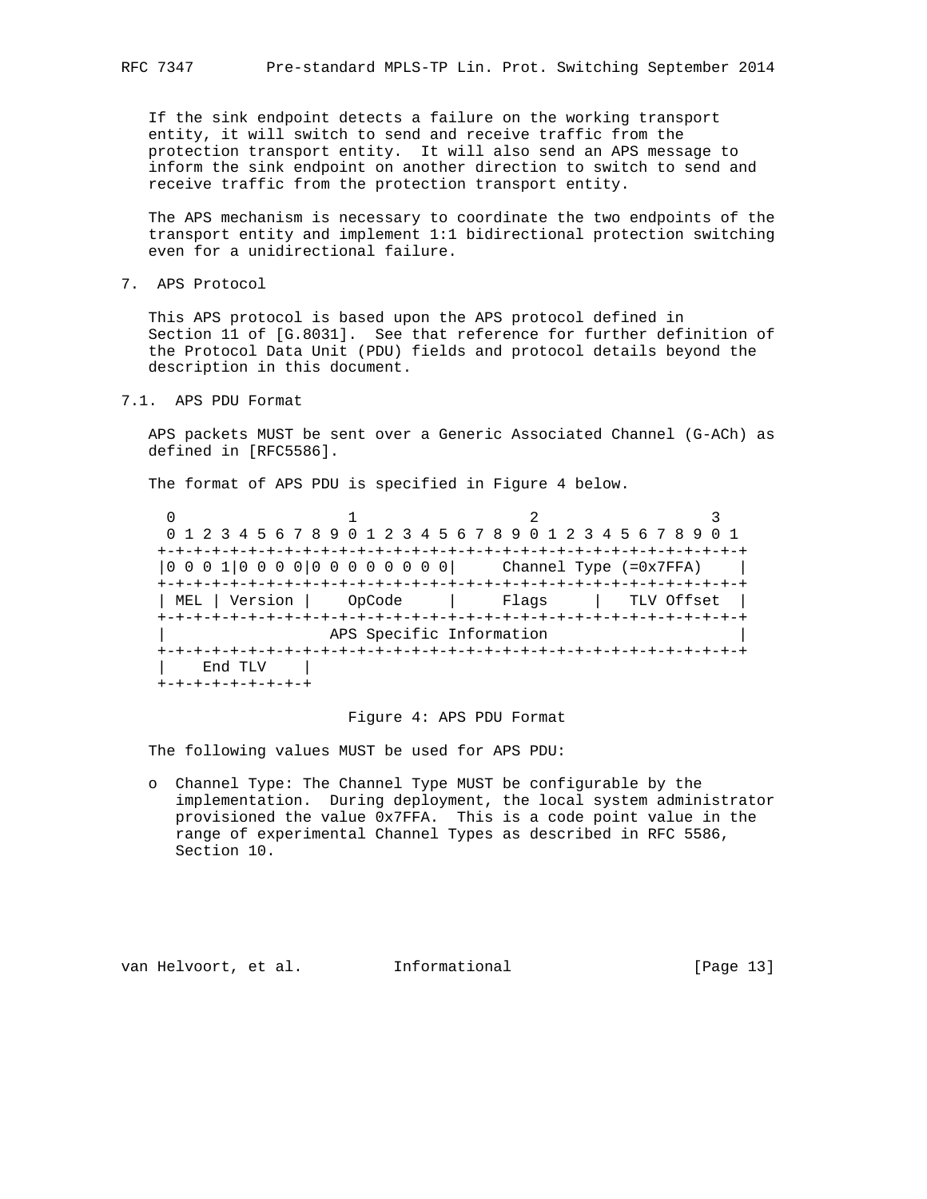If the sink endpoint detects a failure on the working transport entity, it will switch to send and receive traffic from the protection transport entity. It will also send an APS message to inform the sink endpoint on another direction to switch to send and receive traffic from the protection transport entity.

The APS mechanism is necessary to coordinate the two endpoints of the transport entity and implement 1:1 bidirectional protection switching even for a unidirectional failure.

## 7. APS Protocol

This APS protocol is based upon the APS protocol defined in Section 11 of [G.8031]. See that reference for further definition of the Protocol Data Unit (PDU) fields and protocol details beyond the description in this document.

### 7.1. APS PDU Format

APS packets MUST be sent over a Generic Associated Channel (G-ACh) as defined in [RFC5586].

The format of APS PDU is specified in Figure 4 below.

```
 0                   1                   2                   3
 0 1 2 3 4 5 6 7 8 9 0 1 2 3 4 5 6 7 8 9 0 1 2 3 4 5 6 7 8 9 0 1
+-+-+-+-+-+-+-+-+-+-+-+-+-+-+-+-+-+-+-+-+-+-+-+-+-+-+-+-+-+-+-+-+
|0 0 0 1|0 0 0 0|0 0 0 0 0 0 0 0|     Channel Type (=0x7FFA)    |
+-+-+-+-+-+-+-+-+-+-+-+-+-+-+-+-+-+-+-+-+-+-+-+-+-+-+-+-+-+-+-+-+
| MEL | Version |    OpCode     |     Flags     |   TLV Offset  |
+-+-+-+-+-+-+-+-+-+-+-+-+-+-+-+-+-+-+-+-+-+-+-+-+-+-+-+-+-+-+-+-+
|                  APS Specific Information                     |
+-+-+-+-+-+-+-+-+-+-+-+-+-+-+-+-+-+-+-+-+-+-+-+-+-+-+-+-+-+-+-+-+
|    End TLV    |
+-+-+-+-+-+-+-+-+
```

Figure 4: APS PDU Format

The following values MUST be used for APS PDU:

- Channel Type: The Channel Type MUST be configurable by the implementation. During deployment, the local system administrator provisioned the value 0x7FFA. This is a code point value in the range of experimental Channel Types as described in RFC 5586, Section 10.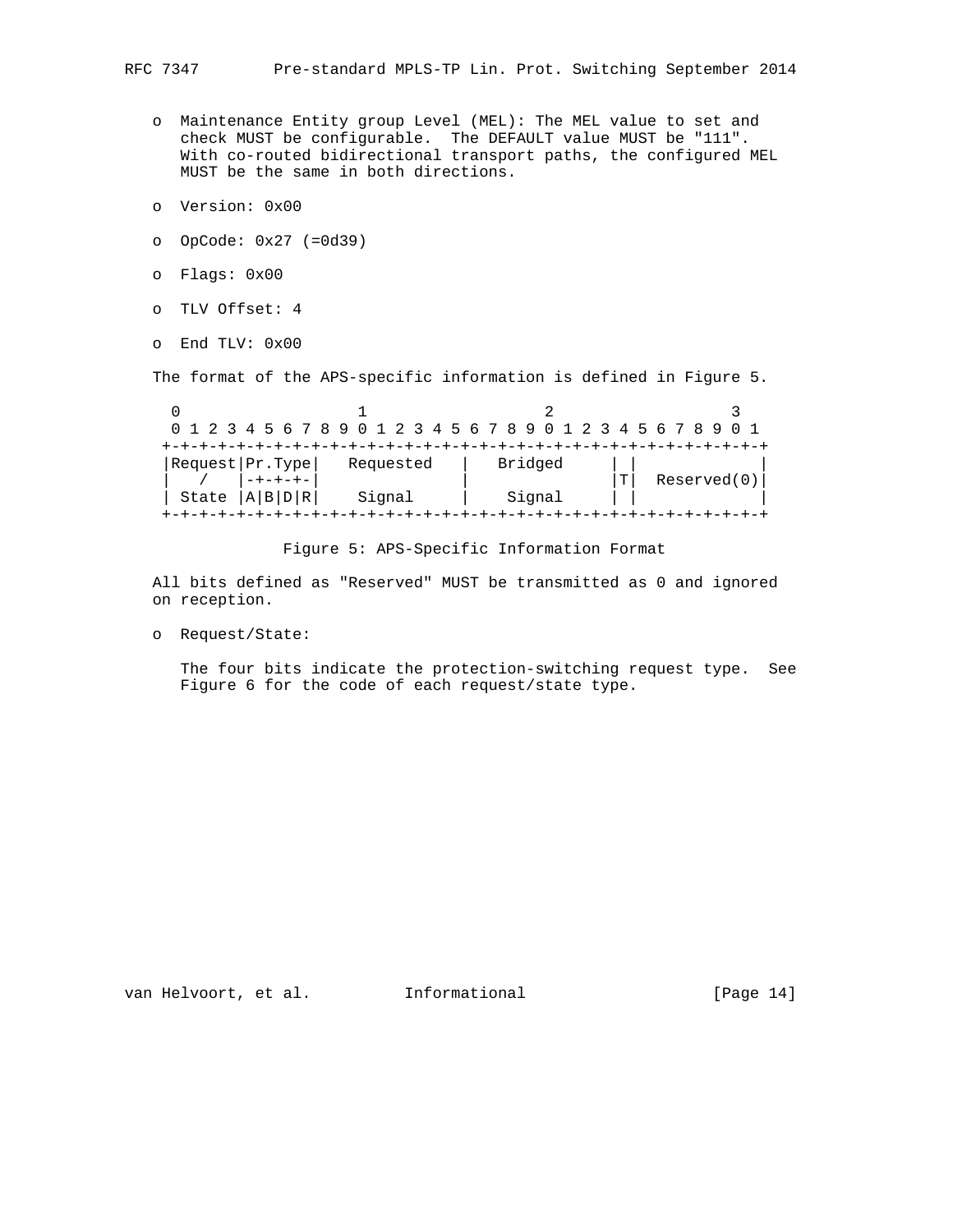- Maintenance Entity group Level (MEL): The MEL value to set and check MUST be configurable. The DEFAULT value MUST be "111". With co-routed bidirectional transport paths, the configured MEL MUST be the same in both directions.
- Version: 0x00
- OpCode: 0x27 (=0d39)
- Flags: 0x00
- TLV Offset: 4
- End TLV: 0x00

The format of the APS-specific information is defined in Figure 5.

```
  0                   1                   2                   3
  0 1 2 3 4 5 6 7 8 9 0 1 2 3 4 5 6 7 8 9 0 1 2 3 4 5 6 7 8 9 0 1
 +-+-+-+-+-+-+-+-+-+-+-+-+-+-+-+-+-+-+-+-+-+-+-+-+-+-+-+-+-+-+-+-+
 |Request|Pr.Type|   Requested   |    Bridged    | |             |
 |   /   |-+-+-+-|               |               |T|  Reserved(0)|
 | State |A|B|D|R|    Signal     |     Signal    | |             |
 +-+-+-+-+-+-+-+-+-+-+-+-+-+-+-+-+-+-+-+-+-+-+-+-+-+-+-+-+-+-+-+-+
```

Figure 5: APS-Specific Information Format

All bits defined as "Reserved" MUST be transmitted as 0 and ignored on reception.

- Request/State:

  The four bits indicate the protection-switching request type. See Figure 6 for the code of each request/state type.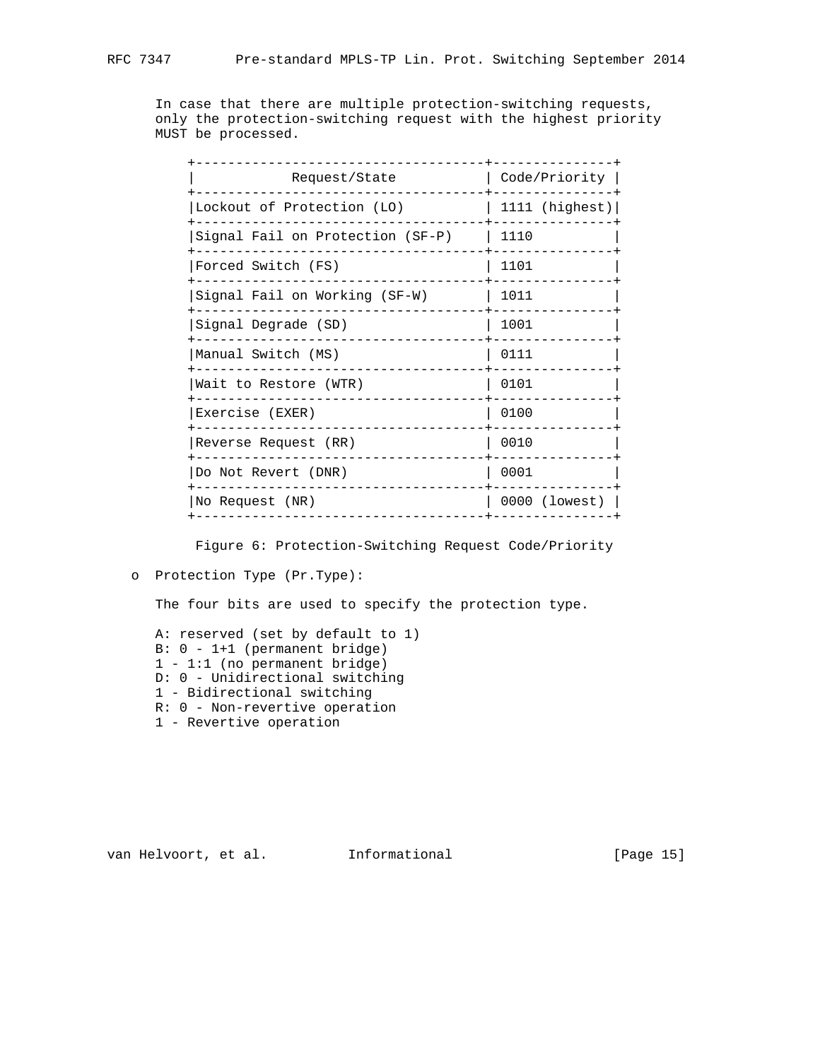In case that there are multiple protection-switching requests, only the protection-switching request with the highest priority MUST be processed.

| Request/State | Code/Priority |
|---|---|
| Lockout of Protection (LO) | 1111 (highest) |
| Signal Fail on Protection (SF-P) | 1110 |
| Forced Switch (FS) | 1101 |
| Signal Fail on Working (SF-W) | 1011 |
| Signal Degrade (SD) | 1001 |
| Manual Switch (MS) | 0111 |
| Wait to Restore (WTR) | 0101 |
| Exercise (EXER) | 0100 |
| Reverse Request (RR) | 0010 |
| Do Not Revert (DNR) | 0001 |
| No Request (NR) | 0000 (lowest) |

Figure 6: Protection-Switching Request Code/Priority

- Protection Type (Pr.Type):

  The four bits are used to specify the protection type.

  A: reserved (set by default to 1)
  B: 0 - 1+1 (permanent bridge)
  1 - 1:1 (no permanent bridge)
  D: 0 - Unidirectional switching
  1 - Bidirectional switching
  R: 0 - Non-revertive operation
  1 - Revertive operation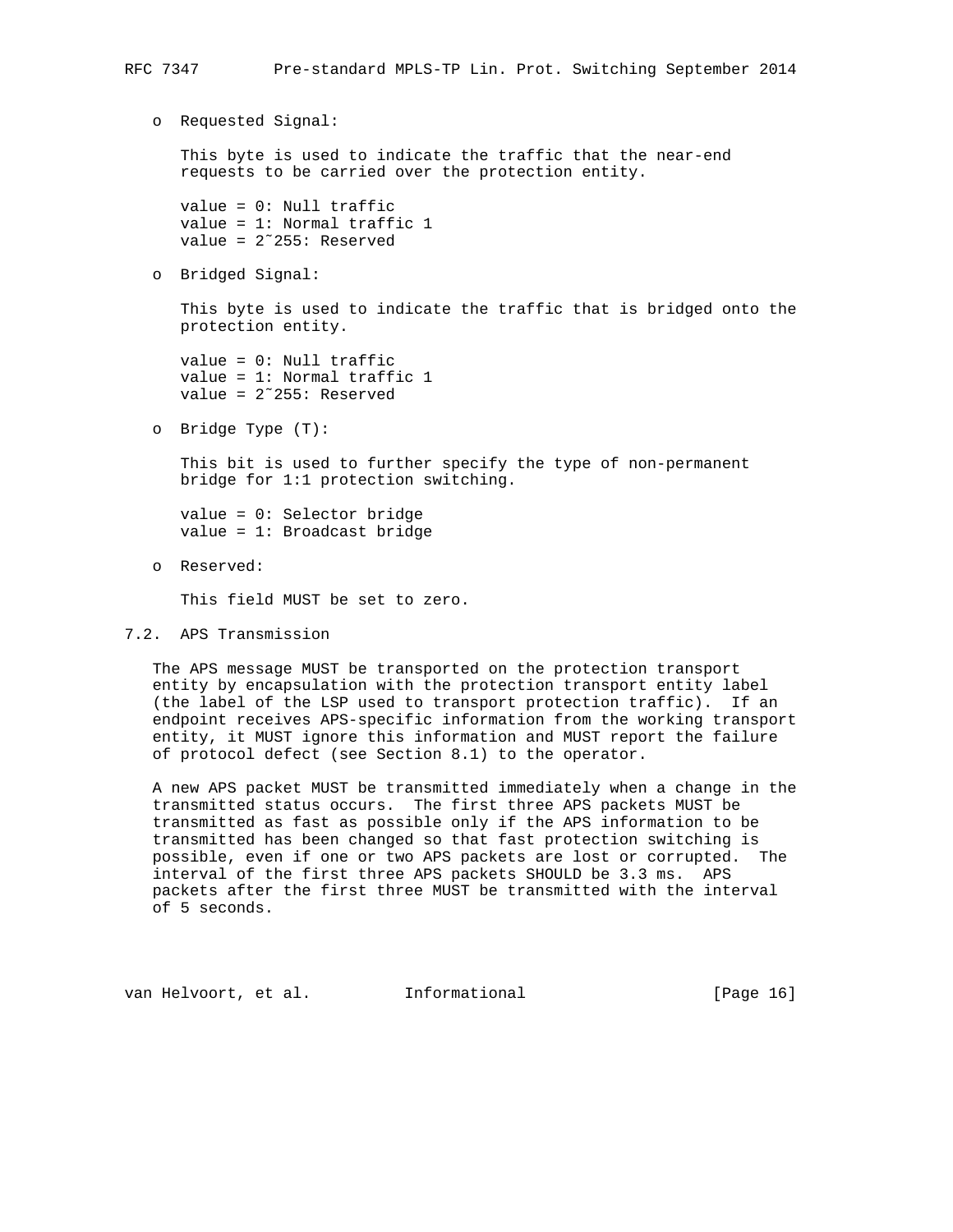- Requested Signal:

  This byte is used to indicate the traffic that the near-end requests to be carried over the protection entity.

  value = 0: Null traffic
  value = 1: Normal traffic 1
  value = 2~255: Reserved

- Bridged Signal:

  This byte is used to indicate the traffic that is bridged onto the protection entity.

  value = 0: Null traffic
  value = 1: Normal traffic 1
  value = 2~255: Reserved

- Bridge Type (T):

  This bit is used to further specify the type of non-permanent bridge for 1:1 protection switching.

  value = 0: Selector bridge
  value = 1: Broadcast bridge

- Reserved:

  This field MUST be set to zero.

## 7.2. APS Transmission

The APS message MUST be transported on the protection transport entity by encapsulation with the protection transport entity label (the label of the LSP used to transport protection traffic). If an endpoint receives APS-specific information from the working transport entity, it MUST ignore this information and MUST report the failure of protocol defect (see Section 8.1) to the operator.

A new APS packet MUST be transmitted immediately when a change in the transmitted status occurs. The first three APS packets MUST be transmitted as fast as possible only if the APS information to be transmitted has been changed so that fast protection switching is possible, even if one or two APS packets are lost or corrupted. The interval of the first three APS packets SHOULD be 3.3 ms. APS packets after the first three MUST be transmitted with the interval of 5 seconds.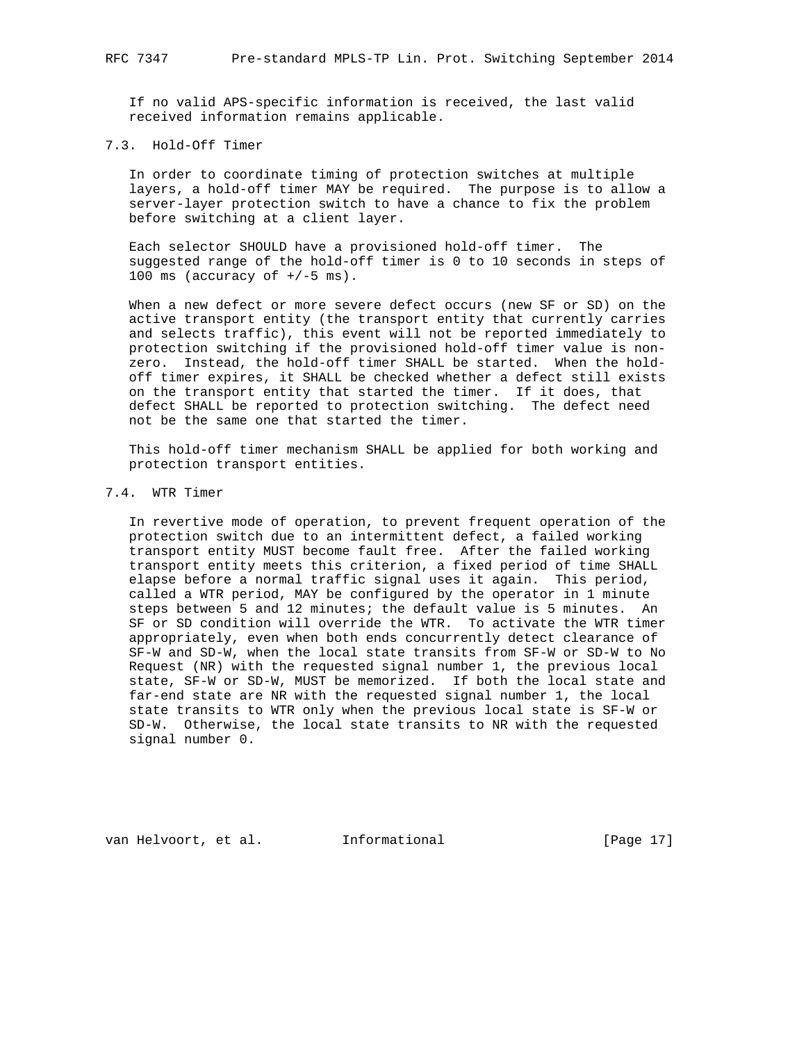If no valid APS-specific information is received, the last valid received information remains applicable.

### 7.3. Hold-Off Timer

In order to coordinate timing of protection switches at multiple layers, a hold-off timer MAY be required. The purpose is to allow a server-layer protection switch to have a chance to fix the problem before switching at a client layer.

Each selector SHOULD have a provisioned hold-off timer. The suggested range of the hold-off timer is 0 to 10 seconds in steps of 100 ms (accuracy of +/-5 ms).

When a new defect or more severe defect occurs (new SF or SD) on the active transport entity (the transport entity that currently carries and selects traffic), this event will not be reported immediately to protection switching if the provisioned hold-off timer value is non-zero. Instead, the hold-off timer SHALL be started. When the hold-off timer expires, it SHALL be checked whether a defect still exists on the transport entity that started the timer. If it does, that defect SHALL be reported to protection switching. The defect need not be the same one that started the timer.

This hold-off timer mechanism SHALL be applied for both working and protection transport entities.

### 7.4. WTR Timer

In revertive mode of operation, to prevent frequent operation of the protection switch due to an intermittent defect, a failed working transport entity MUST become fault free. After the failed working transport entity meets this criterion, a fixed period of time SHALL elapse before a normal traffic signal uses it again. This period, called a WTR period, MAY be configured by the operator in 1 minute steps between 5 and 12 minutes; the default value is 5 minutes. An SF or SD condition will override the WTR. To activate the WTR timer appropriately, even when both ends concurrently detect clearance of SF-W and SD-W, when the local state transits from SF-W or SD-W to No Request (NR) with the requested signal number 1, the previous local state, SF-W or SD-W, MUST be memorized. If both the local state and far-end state are NR with the requested signal number 1, the local state transits to WTR only when the previous local state is SF-W or SD-W. Otherwise, the local state transits to NR with the requested signal number 0.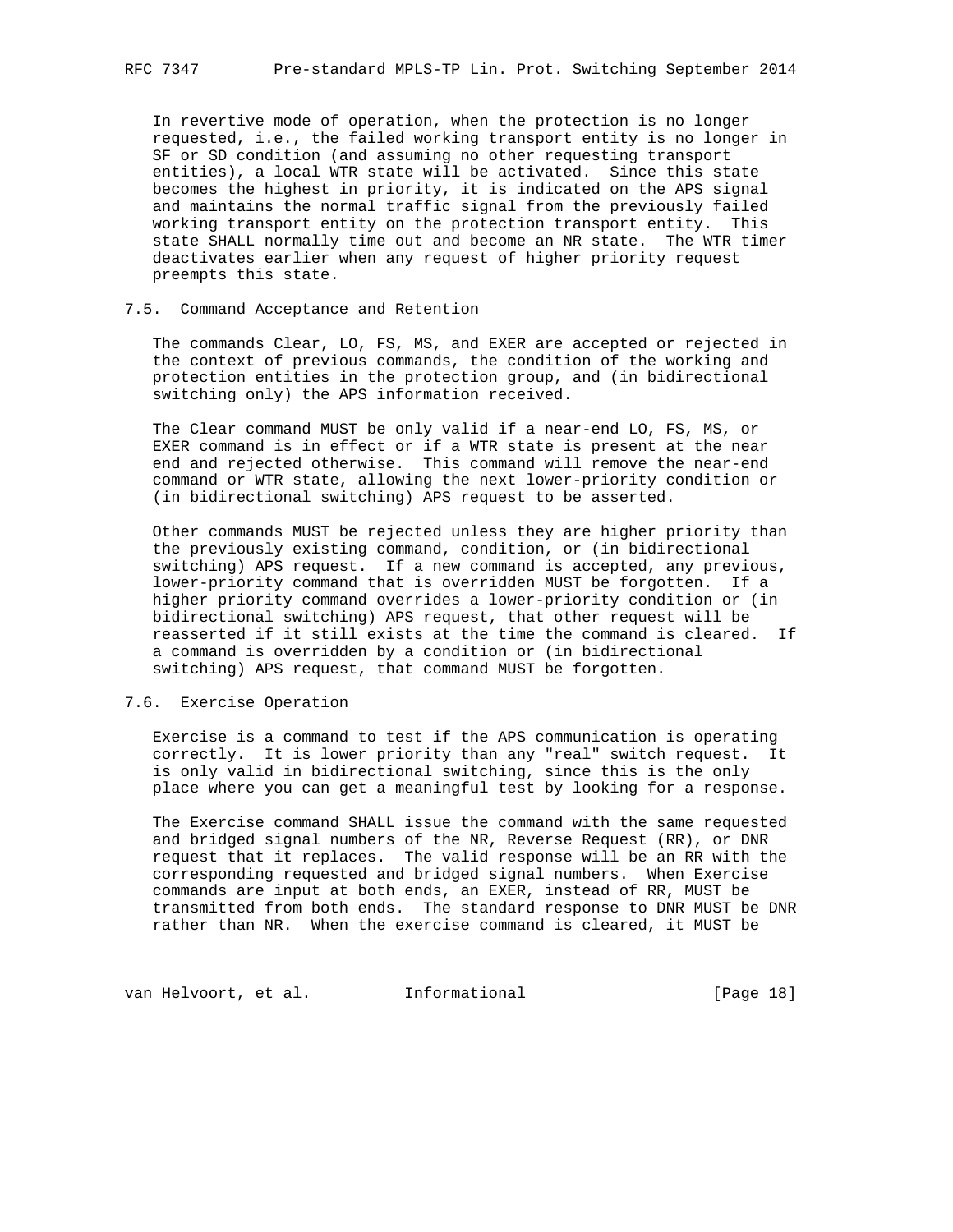In revertive mode of operation, when the protection is no longer requested, i.e., the failed working transport entity is no longer in SF or SD condition (and assuming no other requesting transport entities), a local WTR state will be activated. Since this state becomes the highest in priority, it is indicated on the APS signal and maintains the normal traffic signal from the previously failed working transport entity on the protection transport entity. This state SHALL normally time out and become an NR state. The WTR timer deactivates earlier when any request of higher priority request preempts this state.

### 7.5. Command Acceptance and Retention

The commands Clear, LO, FS, MS, and EXER are accepted or rejected in the context of previous commands, the condition of the working and protection entities in the protection group, and (in bidirectional switching only) the APS information received.

The Clear command MUST be only valid if a near-end LO, FS, MS, or EXER command is in effect or if a WTR state is present at the near end and rejected otherwise. This command will remove the near-end command or WTR state, allowing the next lower-priority condition or (in bidirectional switching) APS request to be asserted.

Other commands MUST be rejected unless they are higher priority than the previously existing command, condition, or (in bidirectional switching) APS request. If a new command is accepted, any previous, lower-priority command that is overridden MUST be forgotten. If a higher priority command overrides a lower-priority condition or (in bidirectional switching) APS request, that other request will be reasserted if it still exists at the time the command is cleared. If a command is overridden by a condition or (in bidirectional switching) APS request, that command MUST be forgotten.

### 7.6. Exercise Operation

Exercise is a command to test if the APS communication is operating correctly. It is lower priority than any "real" switch request. It is only valid in bidirectional switching, since this is the only place where you can get a meaningful test by looking for a response.

The Exercise command SHALL issue the command with the same requested and bridged signal numbers of the NR, Reverse Request (RR), or DNR request that it replaces. The valid response will be an RR with the corresponding requested and bridged signal numbers. When Exercise commands are input at both ends, an EXER, instead of RR, MUST be transmitted from both ends. The standard response to DNR MUST be DNR rather than NR. When the exercise command is cleared, it MUST be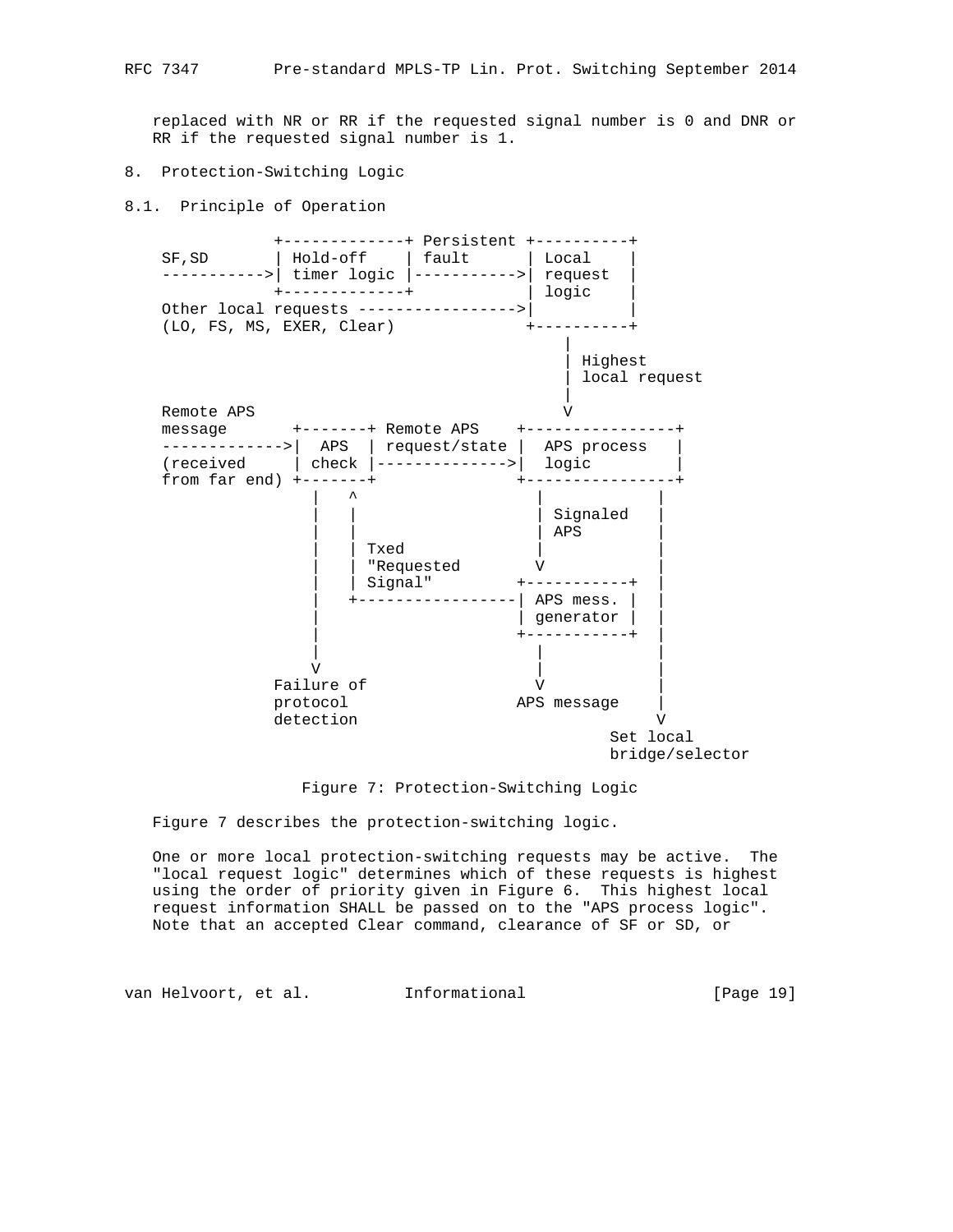replaced with NR or RR if the requested signal number is 0 and DNR or RR if the requested signal number is 1.

## 8. Protection-Switching Logic

### 8.1. Principle of Operation

```
              +-------------+ Persistent +----------+
    SF,SD     | Hold-off    | fault      | Local    |
    ----------->| timer logic |----------->| request  |
              +-------------+            | logic    |
    Other local requests ------------------>|          |
    (LO, FS, MS, EXER, Clear)              +----------+
                                                |
                                                | Highest
                                                | local request
                                                |
    Remote APS                                  V
    message       +-------+ Remote APS    +----------------+
    ------------->|  APS  | request/state |  APS process   |
    (received     | check |-------------->|  logic         |
    from far end) +-------+               +----------------+
                    |   ^                   |           |
                    |   |                   | Signaled  |
                    |   |                   | APS       |
                    |   | Txed              |           |
                    |   | "Requested        V           |
                    |   | Signal"        +-----------+  |
                    |   +----------------| APS mess. |  |
                    |                    | generator |  |
                    |                    +-----------+  |
                    |                       |           |
                    V                       |           |
              Failure of                    V           |
              protocol                 APS message      |
              detection                                 V
                                                  Set local
                                                  bridge/selector
```

Figure 7: Protection-Switching Logic

Figure 7 describes the protection-switching logic.

One or more local protection-switching requests may be active. The "local request logic" determines which of these requests is highest using the order of priority given in Figure 6. This highest local request information SHALL be passed on to the "APS process logic". Note that an accepted Clear command, clearance of SF or SD, or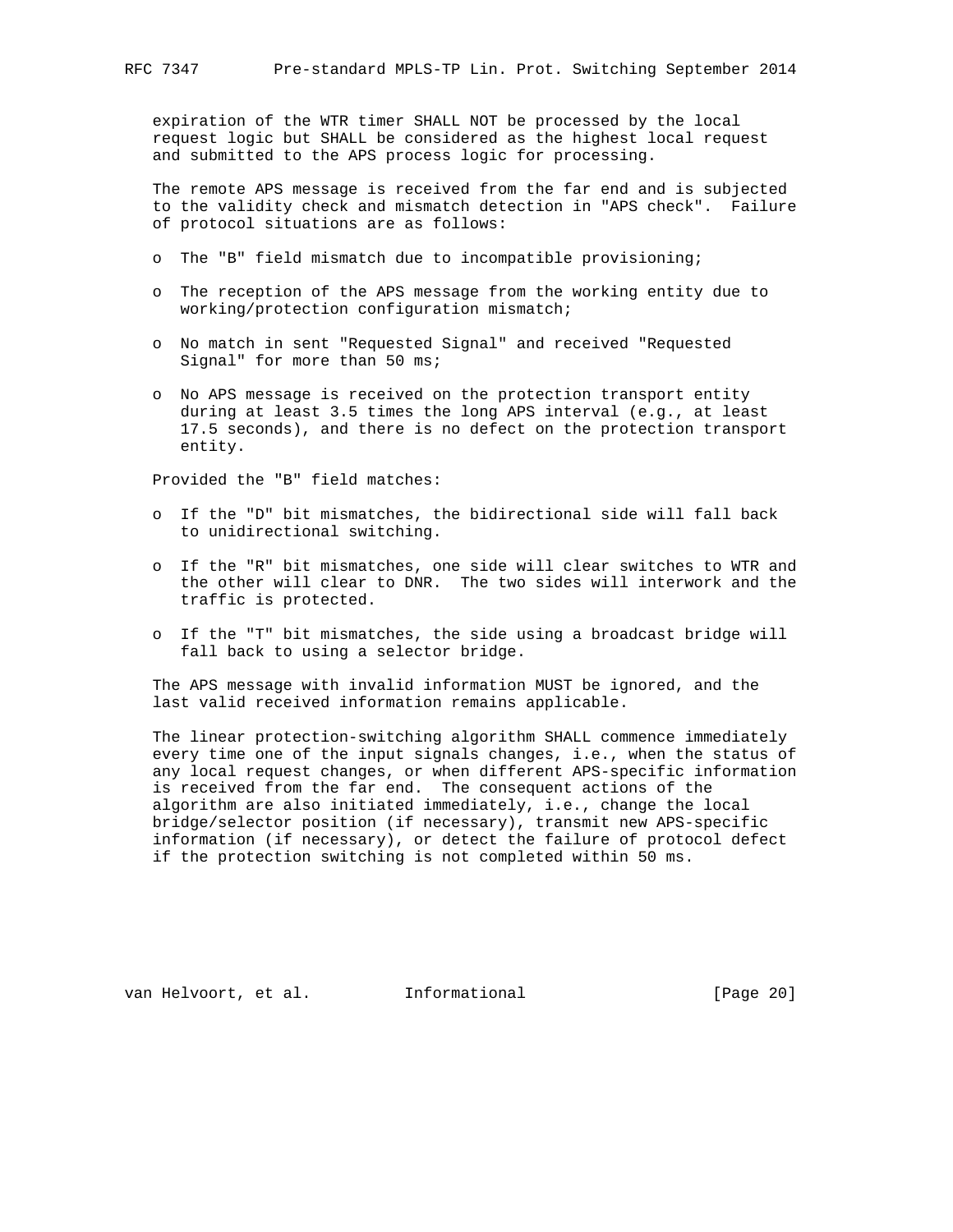expiration of the WTR timer SHALL NOT be processed by the local request logic but SHALL be considered as the highest local request and submitted to the APS process logic for processing.

The remote APS message is received from the far end and is subjected to the validity check and mismatch detection in "APS check". Failure of protocol situations are as follows:

- The "B" field mismatch due to incompatible provisioning;
- The reception of the APS message from the working entity due to working/protection configuration mismatch;
- No match in sent "Requested Signal" and received "Requested Signal" for more than 50 ms;
- No APS message is received on the protection transport entity during at least 3.5 times the long APS interval (e.g., at least 17.5 seconds), and there is no defect on the protection transport entity.

Provided the "B" field matches:

- If the "D" bit mismatches, the bidirectional side will fall back to unidirectional switching.
- If the "R" bit mismatches, one side will clear switches to WTR and the other will clear to DNR. The two sides will interwork and the traffic is protected.
- If the "T" bit mismatches, the side using a broadcast bridge will fall back to using a selector bridge.

The APS message with invalid information MUST be ignored, and the last valid received information remains applicable.

The linear protection-switching algorithm SHALL commence immediately every time one of the input signals changes, i.e., when the status of any local request changes, or when different APS-specific information is received from the far end. The consequent actions of the algorithm are also initiated immediately, i.e., change the local bridge/selector position (if necessary), transmit new APS-specific information (if necessary), or detect the failure of protocol defect if the protection switching is not completed within 50 ms.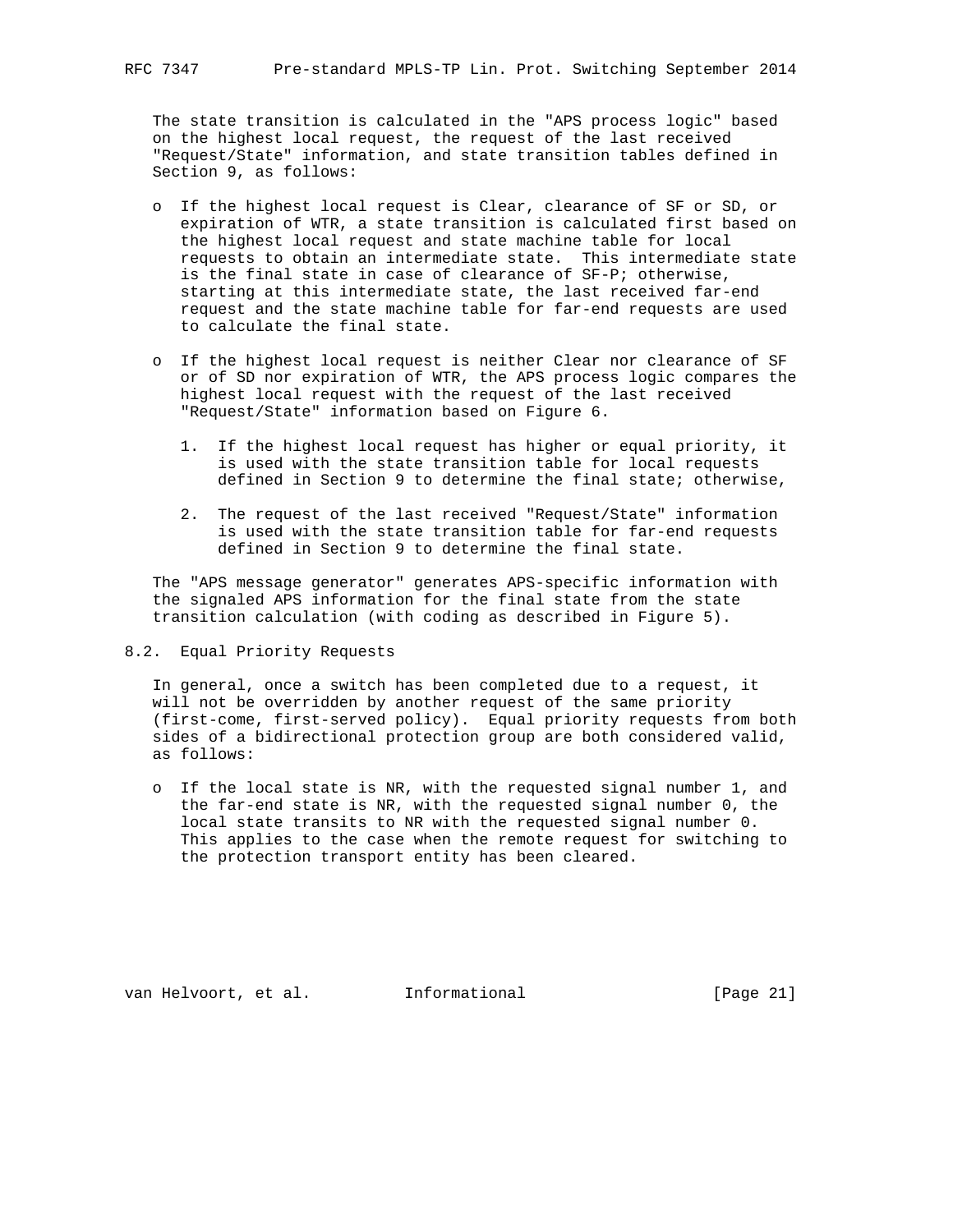The state transition is calculated in the "APS process logic" based on the highest local request, the request of the last received "Request/State" information, and state transition tables defined in Section 9, as follows:

- If the highest local request is Clear, clearance of SF or SD, or expiration of WTR, a state transition is calculated first based on the highest local request and state machine table for local requests to obtain an intermediate state. This intermediate state is the final state in case of clearance of SF-P; otherwise, starting at this intermediate state, the last received far-end request and the state machine table for far-end requests are used to calculate the final state.

- If the highest local request is neither Clear nor clearance of SF or of SD nor expiration of WTR, the APS process logic compares the highest local request with the request of the last received "Request/State" information based on Figure 6.

   1. If the highest local request has higher or equal priority, it is used with the state transition table for local requests defined in Section 9 to determine the final state; otherwise,

   2. The request of the last received "Request/State" information is used with the state transition table for far-end requests defined in Section 9 to determine the final state.

The "APS message generator" generates APS-specific information with the signaled APS information for the final state from the state transition calculation (with coding as described in Figure 5).

## 8.2. Equal Priority Requests

In general, once a switch has been completed due to a request, it will not be overridden by another request of the same priority (first-come, first-served policy). Equal priority requests from both sides of a bidirectional protection group are both considered valid, as follows:

- If the local state is NR, with the requested signal number 1, and the far-end state is NR, with the requested signal number 0, the local state transits to NR with the requested signal number 0. This applies to the case when the remote request for switching to the protection transport entity has been cleared.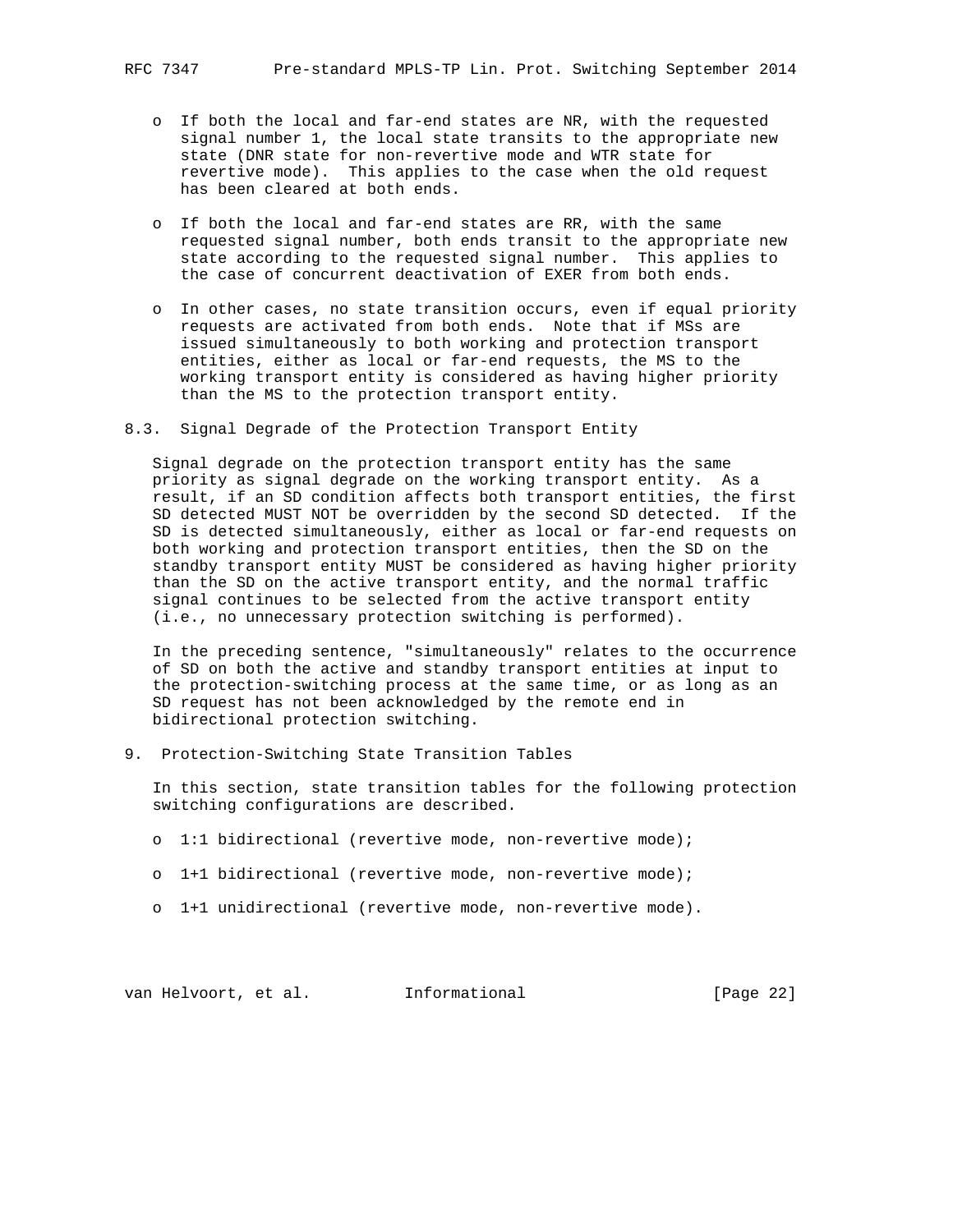- If both the local and far-end states are NR, with the requested signal number 1, the local state transits to the appropriate new state (DNR state for non-revertive mode and WTR state for revertive mode). This applies to the case when the old request has been cleared at both ends.

- If both the local and far-end states are RR, with the same requested signal number, both ends transit to the appropriate new state according to the requested signal number. This applies to the case of concurrent deactivation of EXER from both ends.

- In other cases, no state transition occurs, even if equal priority requests are activated from both ends. Note that if MSs are issued simultaneously to both working and protection transport entities, either as local or far-end requests, the MS to the working transport entity is considered as having higher priority than the MS to the protection transport entity.

## 8.3. Signal Degrade of the Protection Transport Entity

Signal degrade on the protection transport entity has the same priority as signal degrade on the working transport entity. As a result, if an SD condition affects both transport entities, the first SD detected MUST NOT be overridden by the second SD detected. If the SD is detected simultaneously, either as local or far-end requests on both working and protection transport entities, then the SD on the standby transport entity MUST be considered as having higher priority than the SD on the active transport entity, and the normal traffic signal continues to be selected from the active transport entity (i.e., no unnecessary protection switching is performed).

In the preceding sentence, "simultaneously" relates to the occurrence of SD on both the active and standby transport entities at input to the protection-switching process at the same time, or as long as an SD request has not been acknowledged by the remote end in bidirectional protection switching.

# 9. Protection-Switching State Transition Tables

In this section, state transition tables for the following protection switching configurations are described.

- 1:1 bidirectional (revertive mode, non-revertive mode);

- 1+1 bidirectional (revertive mode, non-revertive mode);

- 1+1 unidirectional (revertive mode, non-revertive mode).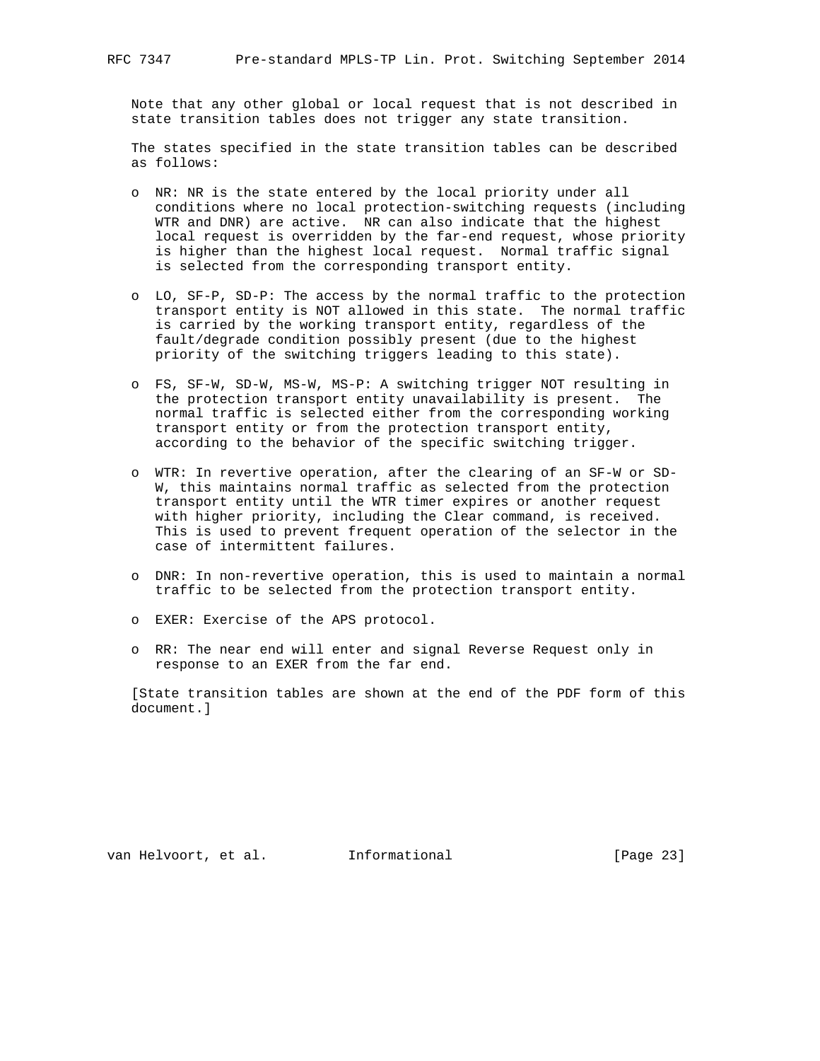Note that any other global or local request that is not described in state transition tables does not trigger any state transition.

The states specified in the state transition tables can be described as follows:

- NR: NR is the state entered by the local priority under all conditions where no local protection-switching requests (including WTR and DNR) are active. NR can also indicate that the highest local request is overridden by the far-end request, whose priority is higher than the highest local request. Normal traffic signal is selected from the corresponding transport entity.

- LO, SF-P, SD-P: The access by the normal traffic to the protection transport entity is NOT allowed in this state. The normal traffic is carried by the working transport entity, regardless of the fault/degrade condition possibly present (due to the highest priority of the switching triggers leading to this state).

- FS, SF-W, SD-W, MS-W, MS-P: A switching trigger NOT resulting in the protection transport entity unavailability is present. The normal traffic is selected either from the corresponding working transport entity or from the protection transport entity, according to the behavior of the specific switching trigger.

- WTR: In revertive operation, after the clearing of an SF-W or SD-W, this maintains normal traffic as selected from the protection transport entity until the WTR timer expires or another request with higher priority, including the Clear command, is received. This is used to prevent frequent operation of the selector in the case of intermittent failures.

- DNR: In non-revertive operation, this is used to maintain a normal traffic to be selected from the protection transport entity.

- EXER: Exercise of the APS protocol.

- RR: The near end will enter and signal Reverse Request only in response to an EXER from the far end.

[State transition tables are shown at the end of the PDF form of this document.]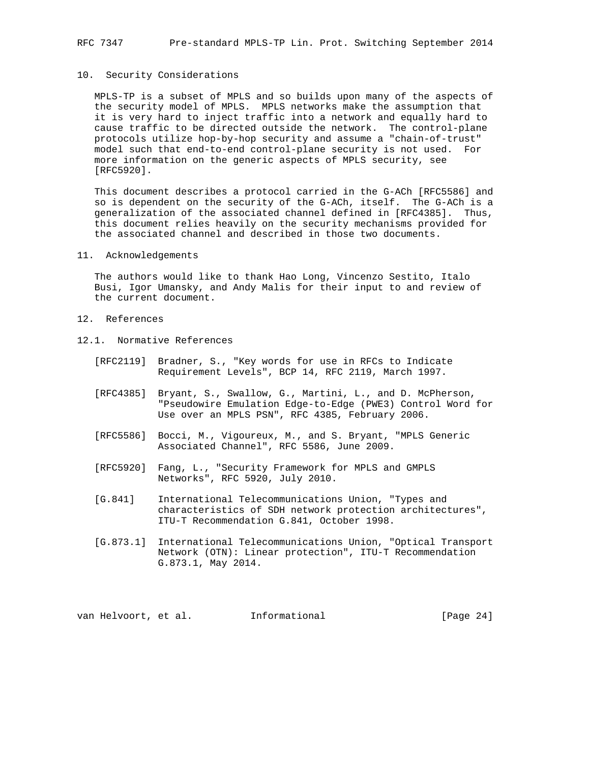## 10. Security Considerations

MPLS-TP is a subset of MPLS and so builds upon many of the aspects of the security model of MPLS. MPLS networks make the assumption that it is very hard to inject traffic into a network and equally hard to cause traffic to be directed outside the network. The control-plane protocols utilize hop-by-hop security and assume a "chain-of-trust" model such that end-to-end control-plane security is not used. For more information on the generic aspects of MPLS security, see [RFC5920].

This document describes a protocol carried in the G-ACh [RFC5586] and so is dependent on the security of the G-ACh, itself. The G-ACh is a generalization of the associated channel defined in [RFC4385]. Thus, this document relies heavily on the security mechanisms provided for the associated channel and described in those two documents.

## 11. Acknowledgements

The authors would like to thank Hao Long, Vincenzo Sestito, Italo Busi, Igor Umansky, and Andy Malis for their input to and review of the current document.

## 12. References

### 12.1. Normative References

[RFC2119] Bradner, S., "Key words for use in RFCs to Indicate Requirement Levels", BCP 14, RFC 2119, March 1997.

[RFC4385] Bryant, S., Swallow, G., Martini, L., and D. McPherson, "Pseudowire Emulation Edge-to-Edge (PWE3) Control Word for Use over an MPLS PSN", RFC 4385, February 2006.

[RFC5586] Bocci, M., Vigoureux, M., and S. Bryant, "MPLS Generic Associated Channel", RFC 5586, June 2009.

[RFC5920] Fang, L., "Security Framework for MPLS and GMPLS Networks", RFC 5920, July 2010.

[G.841] International Telecommunications Union, "Types and characteristics of SDH network protection architectures", ITU-T Recommendation G.841, October 1998.

[G.873.1] International Telecommunications Union, "Optical Transport Network (OTN): Linear protection", ITU-T Recommendation G.873.1, May 2014.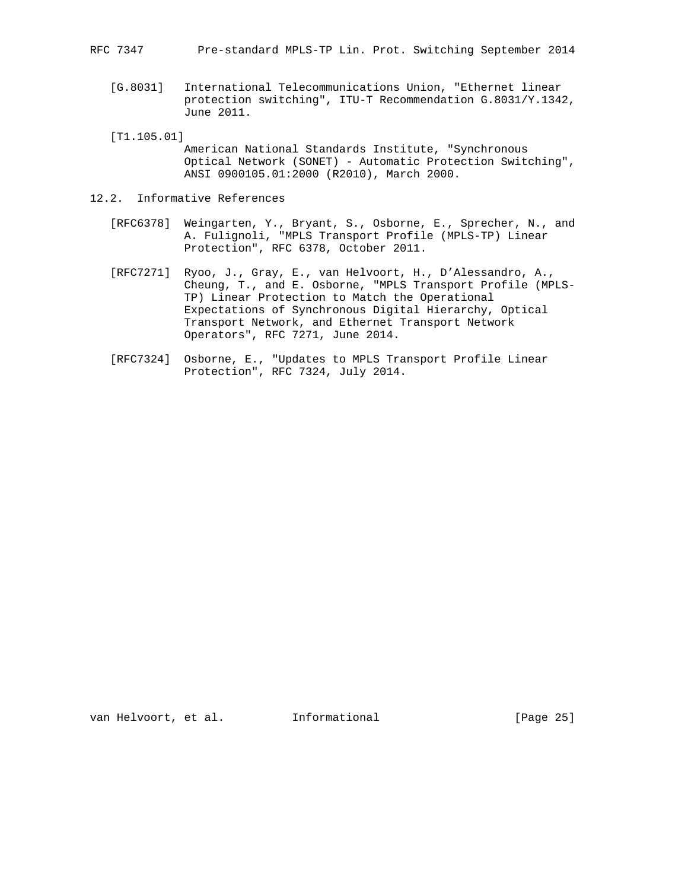[G.8031] International Telecommunications Union, "Ethernet linear protection switching", ITU-T Recommendation G.8031/Y.1342, June 2011.

[T1.105.01] American National Standards Institute, "Synchronous Optical Network (SONET) - Automatic Protection Switching", ANSI 0900105.01:2000 (R2010), March 2000.

### 12.2. Informative References

[RFC6378] Weingarten, Y., Bryant, S., Osborne, E., Sprecher, N., and A. Fulignoli, "MPLS Transport Profile (MPLS-TP) Linear Protection", RFC 6378, October 2011.

[RFC7271] Ryoo, J., Gray, E., van Helvoort, H., D'Alessandro, A., Cheung, T., and E. Osborne, "MPLS Transport Profile (MPLS-TP) Linear Protection to Match the Operational Expectations of Synchronous Digital Hierarchy, Optical Transport Network, and Ethernet Transport Network Operators", RFC 7271, June 2014.

[RFC7324] Osborne, E., "Updates to MPLS Transport Profile Linear Protection", RFC 7324, July 2014.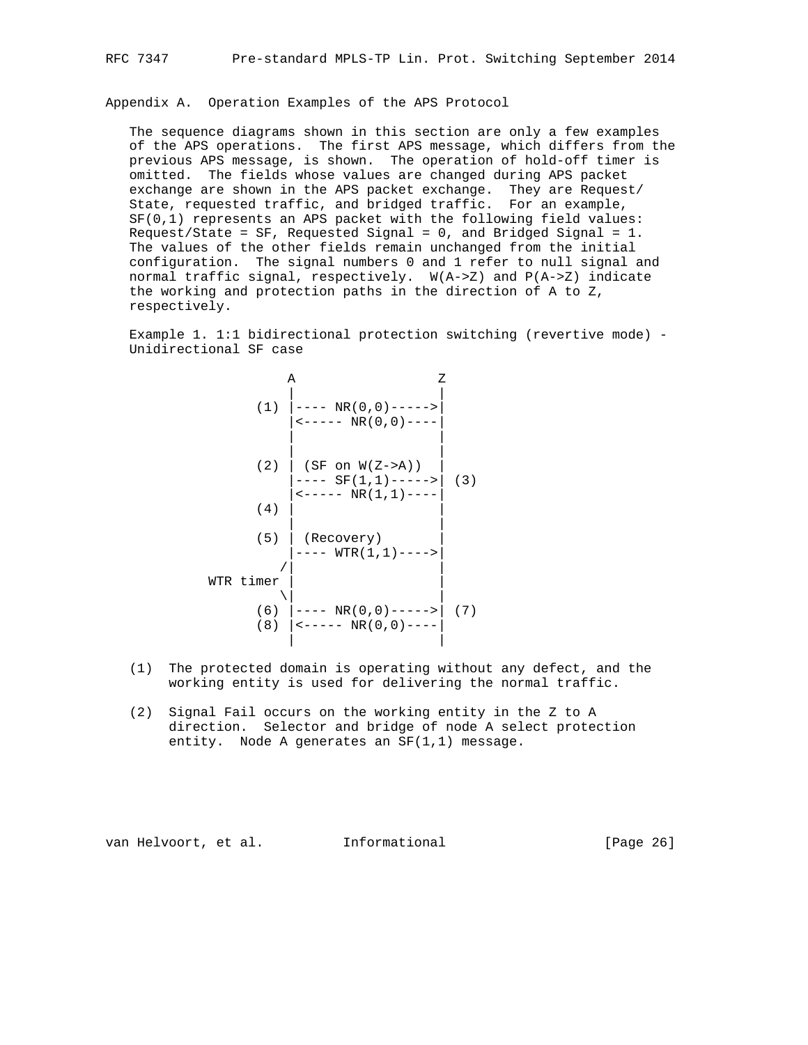## Appendix A. Operation Examples of the APS Protocol

The sequence diagrams shown in this section are only a few examples of the APS operations. The first APS message, which differs from the previous APS message, is shown. The operation of hold-off timer is omitted. The fields whose values are changed during APS packet exchange are shown in the APS packet exchange. They are Request/State, requested traffic, and bridged traffic. For an example, SF(0,1) represents an APS packet with the following field values: Request/State = SF, Requested Signal = 0, and Bridged Signal = 1. The values of the other fields remain unchanged from the initial configuration. The signal numbers 0 and 1 refer to null signal and normal traffic signal, respectively. W(A->Z) and P(A->Z) indicate the working and protection paths in the direction of A to Z, respectively.

Example 1. 1:1 bidirectional protection switching (revertive mode) - Unidirectional SF case

```
                  A                 Z
                  |                 |
              (1) |---- NR(0,0)----->|
                  |<----- NR(0,0)----|
                  |                 |
                  |                 |
              (2) | (SF on W(Z->A))  |
                  |---- SF(1,1)----->| (3)
                  |<----- NR(1,1)----|
              (4) |                 |
                  |                 |
              (5) | (Recovery)       |
                  |---- WTR(1,1)---->|
                 /|                 |
        WTR timer |                 |
                 \|                 |
              (6) |---- NR(0,0)----->| (7)
              (8) |<----- NR(0,0)----|
                  |                 |
```

(1) The protected domain is operating without any defect, and the working entity is used for delivering the normal traffic.

(2) Signal Fail occurs on the working entity in the Z to A direction. Selector and bridge of node A select protection entity. Node A generates an SF(1,1) message.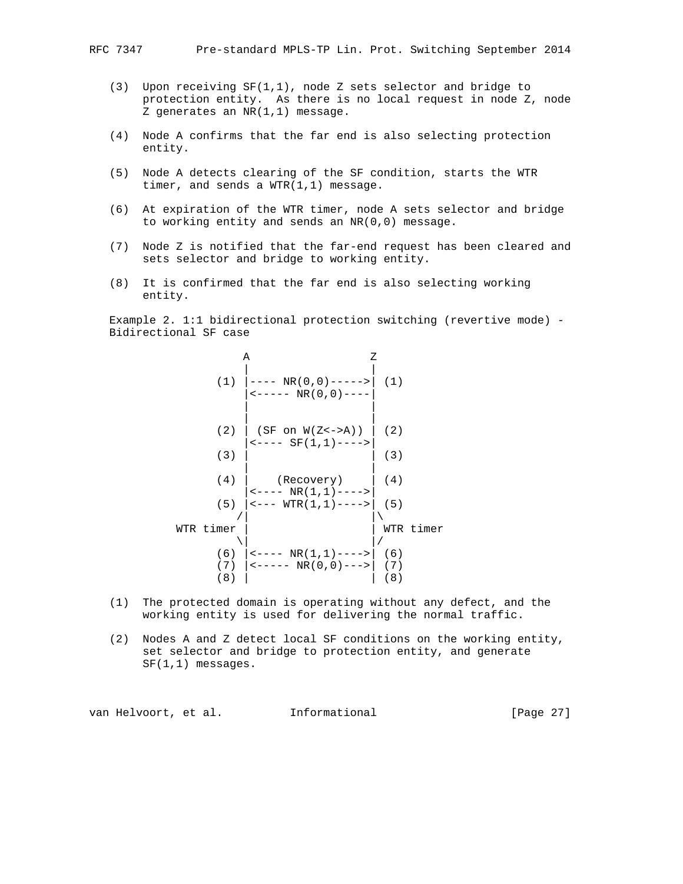(3) Upon receiving SF(1,1), node Z sets selector and bridge to protection entity. As there is no local request in node Z, node Z generates an NR(1,1) message.

(4) Node A confirms that the far end is also selecting protection entity.

(5) Node A detects clearing of the SF condition, starts the WTR timer, and sends a WTR(1,1) message.

(6) At expiration of the WTR timer, node A sets selector and bridge to working entity and sends an NR(0,0) message.

(7) Node Z is notified that the far-end request has been cleared and sets selector and bridge to working entity.

(8) It is confirmed that the far end is also selecting working entity.

Example 2. 1:1 bidirectional protection switching (revertive mode) - Bidirectional SF case

```
                   A                  Z
                   |                  |
               (1) |---- NR(0,0)----->| (1)
                   |<----- NR(0,0)----|
                   |                  |
                   |                  |
               (2) | (SF on W(Z<->A)) | (2)
                   |<---- SF(1,1)---->|
               (3) |                  | (3)
                   |                  |
               (4) |    (Recovery)    | (4)
                   |<---- NR(1,1)---->|
               (5) |<--- WTR(1,1)---->| (5)
                  /|                  |\
         WTR timer |                  | WTR timer
                  \|                  |/
               (6) |<---- NR(1,1)---->| (6)
               (7) |<----- NR(0,0)--->| (7)
               (8) |                  | (8)
```

(1) The protected domain is operating without any defect, and the working entity is used for delivering the normal traffic.

(2) Nodes A and Z detect local SF conditions on the working entity, set selector and bridge to protection entity, and generate SF(1,1) messages.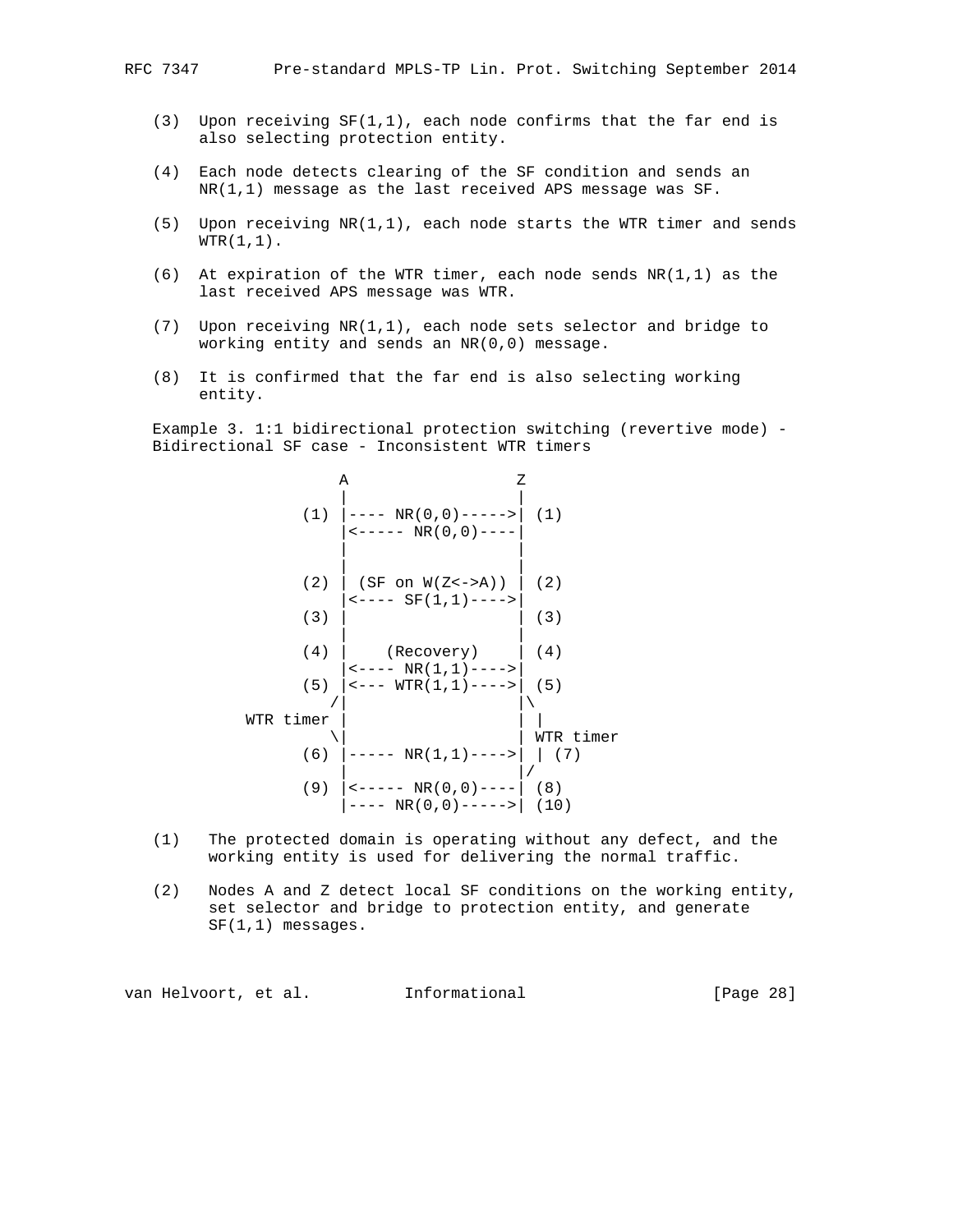(3) Upon receiving SF(1,1), each node confirms that the far end is also selecting protection entity.

(4) Each node detects clearing of the SF condition and sends an NR(1,1) message as the last received APS message was SF.

(5) Upon receiving NR(1,1), each node starts the WTR timer and sends WTR(1,1).

(6) At expiration of the WTR timer, each node sends NR(1,1) as the last received APS message was WTR.

(7) Upon receiving NR(1,1), each node sets selector and bridge to working entity and sends an NR(0,0) message.

(8) It is confirmed that the far end is also selecting working entity.

Example 3. 1:1 bidirectional protection switching (revertive mode) - Bidirectional SF case - Inconsistent WTR timers

```
                  A                  Z
                  |                  |
              (1) |---- NR(0,0)----->| (1)
                  |<----- NR(0,0)----|
                  |                  |
                  |                  |
              (2) | (SF on W(Z<->A)) | (2)
                  |<---- SF(1,1)---->|
              (3) |                  | (3)
                  |                  |
              (4) |    (Recovery)    | (4)
                  |<---- NR(1,1)---->|
              (5) |<--- WTR(1,1)---->| (5)
                 /|                  |\
        WTR timer |                  | |
                 \|                  | WTR timer
              (6) |----- NR(1,1)---->| | (7)
                  |                  |/
              (9) |<----- NR(0,0)----| (8)
                  |---- NR(0,0)----->| (10)
```

(1) The protected domain is operating without any defect, and the working entity is used for delivering the normal traffic.

(2) Nodes A and Z detect local SF conditions on the working entity, set selector and bridge to protection entity, and generate SF(1,1) messages.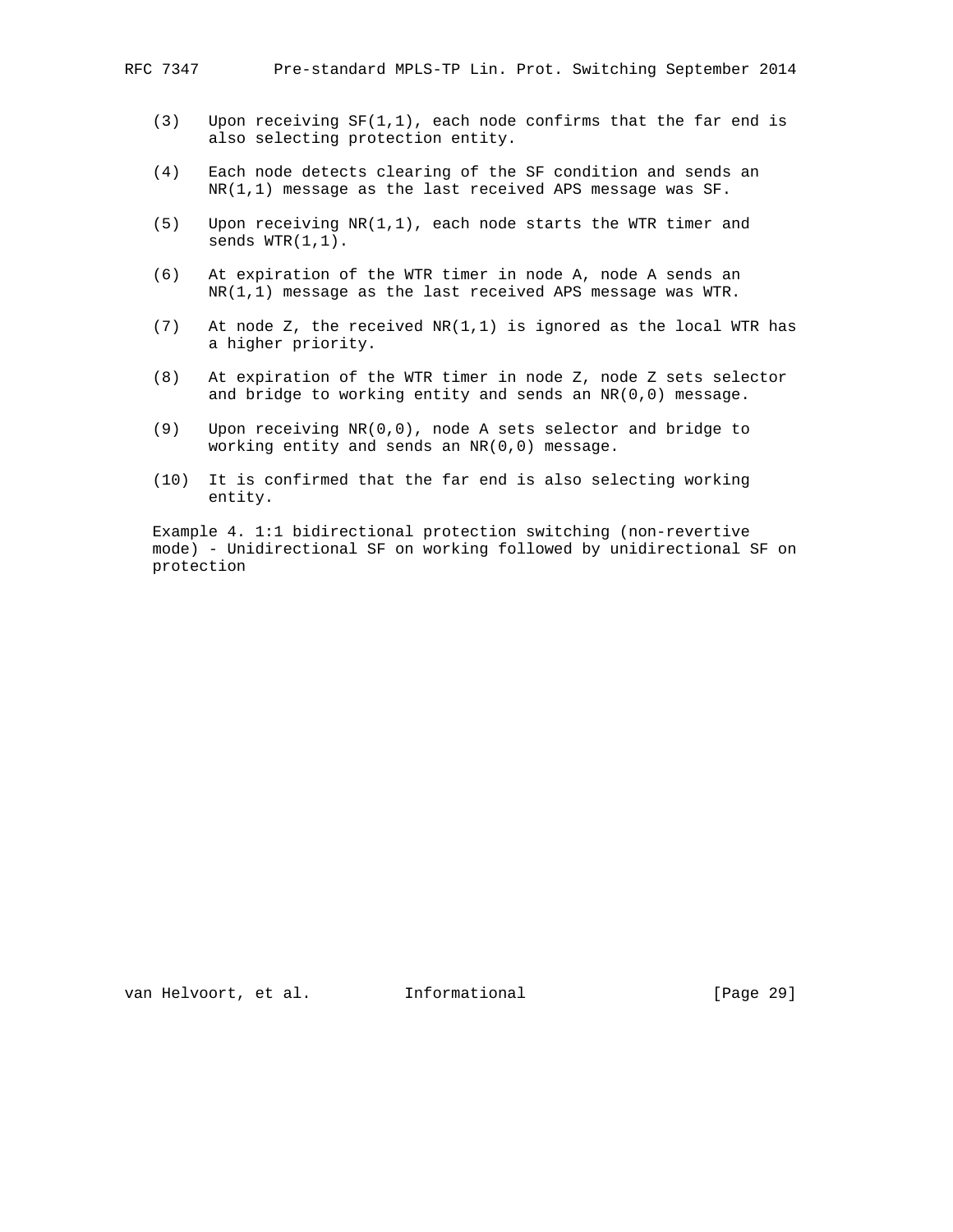(3) Upon receiving SF(1,1), each node confirms that the far end is also selecting protection entity.

(4) Each node detects clearing of the SF condition and sends an NR(1,1) message as the last received APS message was SF.

(5) Upon receiving NR(1,1), each node starts the WTR timer and sends WTR(1,1).

(6) At expiration of the WTR timer in node A, node A sends an NR(1,1) message as the last received APS message was WTR.

(7) At node Z, the received NR(1,1) is ignored as the local WTR has a higher priority.

(8) At expiration of the WTR timer in node Z, node Z sets selector and bridge to working entity and sends an NR(0,0) message.

(9) Upon receiving NR(0,0), node A sets selector and bridge to working entity and sends an NR(0,0) message.

(10) It is confirmed that the far end is also selecting working entity.

Example 4. 1:1 bidirectional protection switching (non-revertive mode) - Unidirectional SF on working followed by unidirectional SF on protection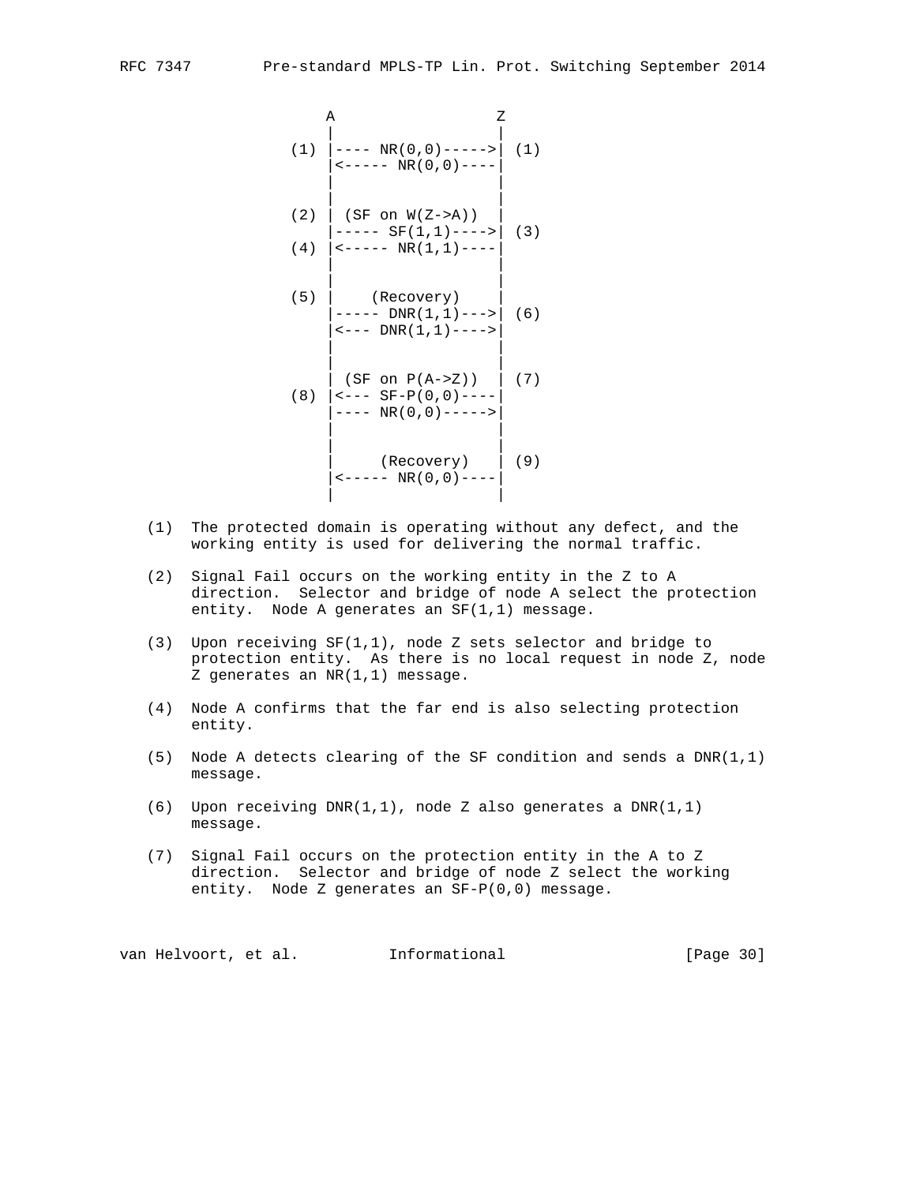```
               A                  Z
               |                  |
           (1) |---- NR(0,0)----->| (1)
               |<----- NR(0,0)----|
               |                  |
               |                  |
           (2) | (SF on W(Z->A))  |
               |----- SF(1,1)---->| (3)
           (4) |<----- NR(1,1)----|
               |                  |
               |                  |
           (5) |    (Recovery)    |
               |----- DNR(1,1)--->| (6)
               |<--- DNR(1,1)---->|
               |                  |
               |                  |
               | (SF on P(A->Z))  | (7)
           (8) |<--- SF-P(0,0)----|
               |---- NR(0,0)----->|
               |                  |
               |                  |
               |     (Recovery)   | (9)
               |<----- NR(0,0)----|
               |                  |
```

(1) The protected domain is operating without any defect, and the working entity is used for delivering the normal traffic.

(2) Signal Fail occurs on the working entity in the Z to A direction. Selector and bridge of node A select the protection entity. Node A generates an SF(1,1) message.

(3) Upon receiving SF(1,1), node Z sets selector and bridge to protection entity. As there is no local request in node Z, node Z generates an NR(1,1) message.

(4) Node A confirms that the far end is also selecting protection entity.

(5) Node A detects clearing of the SF condition and sends a DNR(1,1) message.

(6) Upon receiving DNR(1,1), node Z also generates a DNR(1,1) message.

(7) Signal Fail occurs on the protection entity in the A to Z direction. Selector and bridge of node Z select the working entity. Node Z generates an SF-P(0,0) message.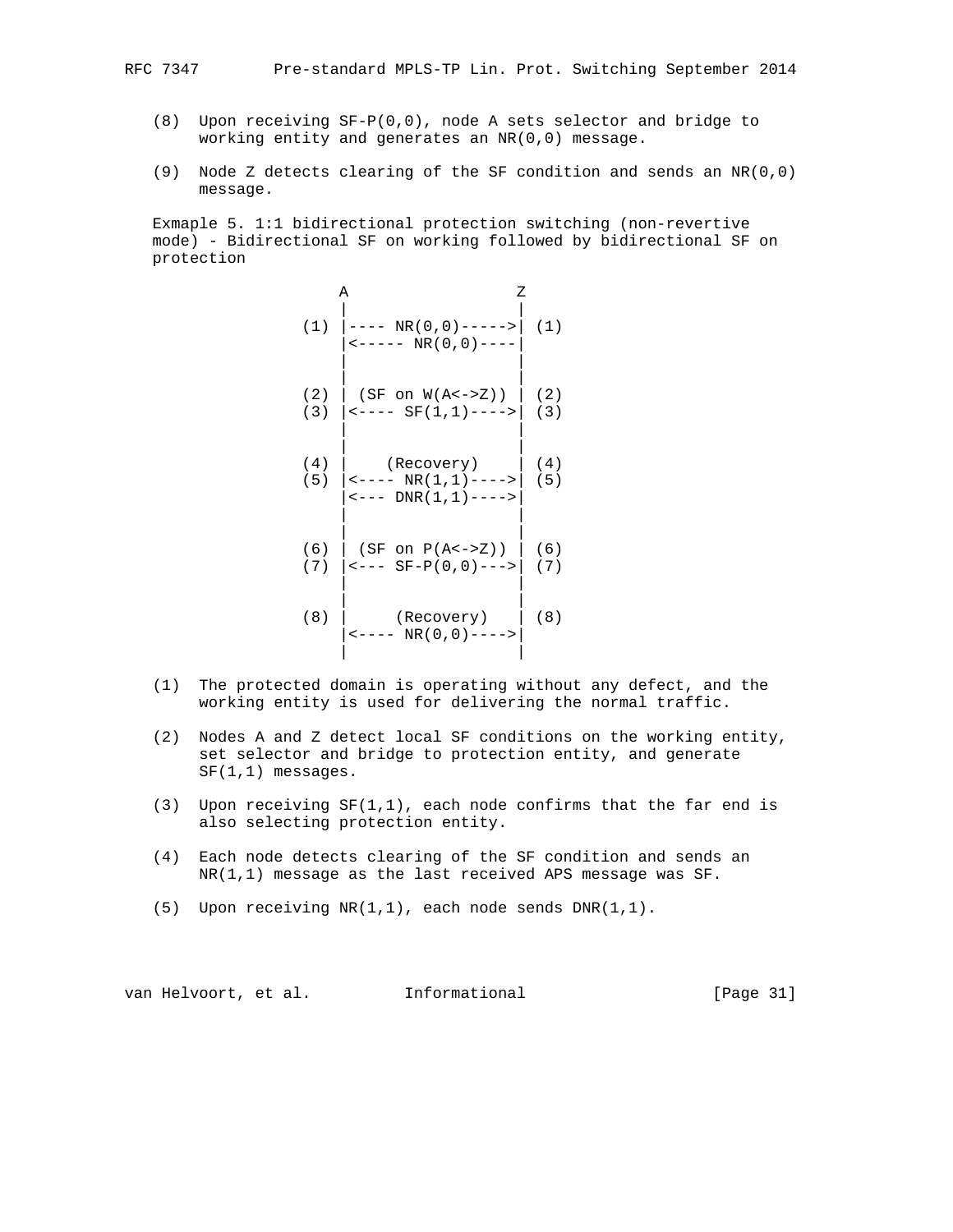(8)  Upon receiving SF-P(0,0), node A sets selector and bridge to working entity and generates an NR(0,0) message.

(9)  Node Z detects clearing of the SF condition and sends an NR(0,0) message.

Exmaple 5. 1:1 bidirectional protection switching (non-revertive mode) - Bidirectional SF on working followed by bidirectional SF on protection

```
                  A                 Z
                  |                 |
              (1) |---- NR(0,0)---->| (1)
                  |<----- NR(0,0)----|
                  |                 |
                  |                 |
              (2) | (SF on W(A<->Z)) | (2)
              (3) |<---- SF(1,1)---->| (3)
                  |                 |
                  |                 |
              (4) |    (Recovery)    | (4)
              (5) |<---- NR(1,1)---->| (5)
                  |<--- DNR(1,1)---->|
                  |                 |
                  |                 |
              (6) | (SF on P(A<->Z)) | (6)
              (7) |<--- SF-P(0,0)--->| (7)
                  |                 |
                  |                 |
              (8) |     (Recovery)   | (8)
                  |<---- NR(0,0)---->|
                  |                 |
```

(1)  The protected domain is operating without any defect, and the working entity is used for delivering the normal traffic.

(2)  Nodes A and Z detect local SF conditions on the working entity, set selector and bridge to protection entity, and generate SF(1,1) messages.

(3)  Upon receiving SF(1,1), each node confirms that the far end is also selecting protection entity.

(4)  Each node detects clearing of the SF condition and sends an NR(1,1) message as the last received APS message was SF.

(5)  Upon receiving NR(1,1), each node sends DNR(1,1).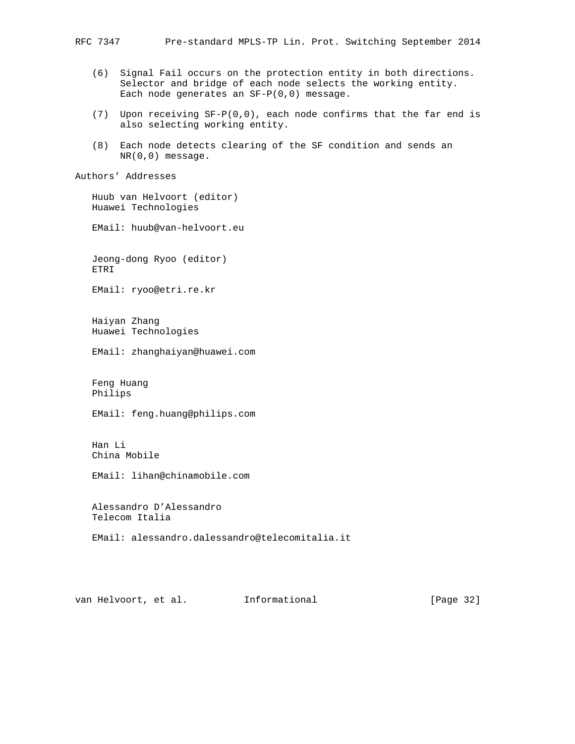(6) Signal Fail occurs on the protection entity in both directions. Selector and bridge of each node selects the working entity. Each node generates an SF-P(0,0) message.

(7) Upon receiving SF-P(0,0), each node confirms that the far end is also selecting working entity.

(8) Each node detects clearing of the SF condition and sends an NR(0,0) message.

## Authors' Addresses

Huub van Helvoort (editor)
Huawei Technologies

EMail: huub@van-helvoort.eu

Jeong-dong Ryoo (editor)
ETRI

EMail: ryoo@etri.re.kr

Haiyan Zhang
Huawei Technologies

EMail: zhanghaiyan@huawei.com

Feng Huang
Philips

EMail: feng.huang@philips.com

Han Li
China Mobile

EMail: lihan@chinamobile.com

Alessandro D'Alessandro
Telecom Italia

EMail: alessandro.dalessandro@telecomitalia.it